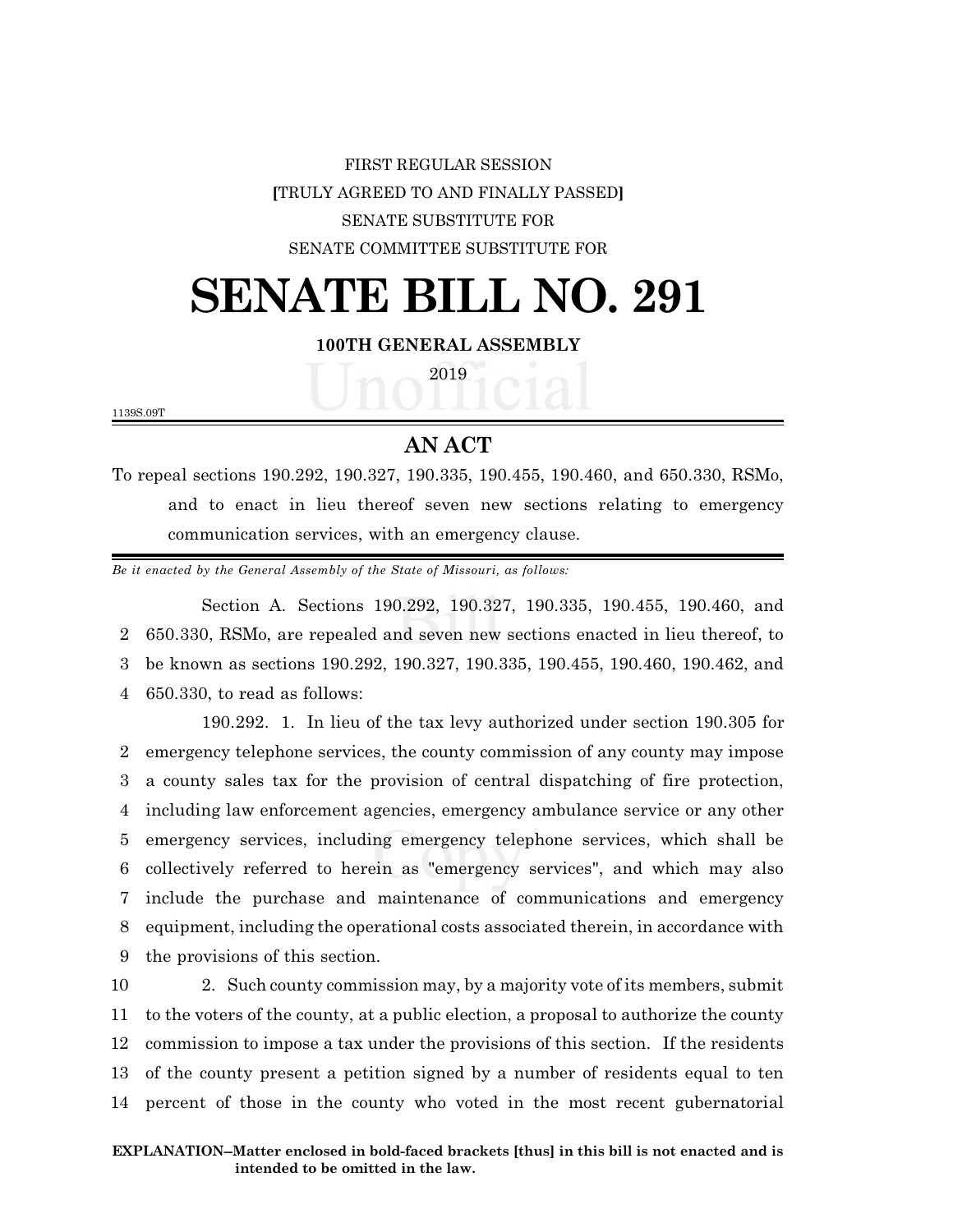FIRST REGULAR SESSION

**[**TRULY AGREED TO AND FINALLY PASSED**]**

SENATE SUBSTITUTE FOR

SENATE COMMITTEE SUBSTITUTE FOR

# SENATE BILL NO. 291

**100TH GENERAL ASSEMBLY**

2019

1139S.09T

## AN ACT

To repeal sections 190.292, 190.327, 190.335, 190.455, 190.460, and 650.330, RSMo, and to enact in lieu thereof seven new sections relating to emergency communication services, with an emergency clause.

*Be it enacted by the General Assembly of the State of Missouri, as follows:*

Section A. Sections 190.292, 190.327, 190.335, 190.455, 190.460, and 650.330, RSMo, are repealed and seven new sections enacted in lieu thereof, to be known as sections 190.292, 190.327, 190.335, 190.455, 190.460, 190.462, and 650.330, to read as follows:

190.292. 1. In lieu of the tax levy authorized under section 190.305 for emergency telephone services, the county commission of any county may impose a county sales tax for the provision of central dispatching of fire protection, including law enforcement agencies, emergency ambulance service or any other emergency services, including emergency telephone services, which shall be collectively referred to herein as "emergency services", and which may also include the purchase and maintenance of communications and emergency equipment, including the operational costs associated therein, in accordance with the provisions of this section.

2. Such county commission may, by a majority vote of its members, submit to the voters of the county, at a public election, a proposal to authorize the county commission to impose a tax under the provisions of this section. If the residents of the county present a petition signed by a number of residents equal to ten percent of those in the county who voted in the most recent gubernatorial

**EXPLANATION–Matter enclosed in bold-faced brackets [thus] in this bill is not enacted and is intended to be omitted in the law.**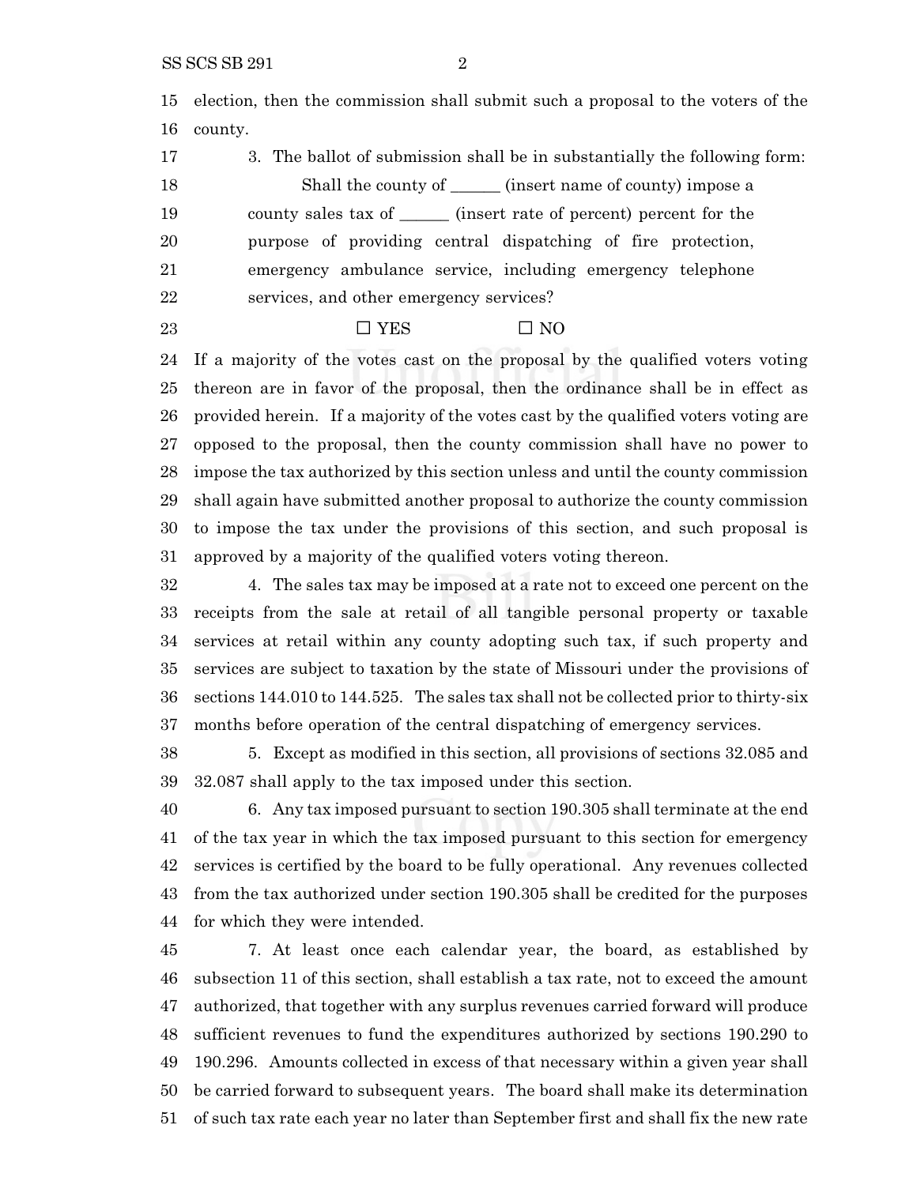election, then the commission shall submit such a proposal to the voters of the county.

3. The ballot of submission shall be in substantially the following form:

> Shall the county of ______ (insert name of county) impose a county sales tax of ______ (insert rate of percent) percent for the purpose of providing central dispatching of fire protection, emergency ambulance service, including emergency telephone services, and other emergency services?
>
> ☐ YES ☐ NO

If a majority of the votes cast on the proposal by the qualified voters voting thereon are in favor of the proposal, then the ordinance shall be in effect as provided herein. If a majority of the votes cast by the qualified voters voting are opposed to the proposal, then the county commission shall have no power to impose the tax authorized by this section unless and until the county commission shall again have submitted another proposal to authorize the county commission to impose the tax under the provisions of this section, and such proposal is approved by a majority of the qualified voters voting thereon.

4. The sales tax may be imposed at a rate not to exceed one percent on the receipts from the sale at retail of all tangible personal property or taxable services at retail within any county adopting such tax, if such property and services are subject to taxation by the state of Missouri under the provisions of sections 144.010 to 144.525. The sales tax shall not be collected prior to thirty-six months before operation of the central dispatching of emergency services.

5. Except as modified in this section, all provisions of sections 32.085 and 32.087 shall apply to the tax imposed under this section.

6. Any tax imposed pursuant to section 190.305 shall terminate at the end of the tax year in which the tax imposed pursuant to this section for emergency services is certified by the board to be fully operational. Any revenues collected from the tax authorized under section 190.305 shall be credited for the purposes for which they were intended.

7. At least once each calendar year, the board, as established by subsection 11 of this section, shall establish a tax rate, not to exceed the amount authorized, that together with any surplus revenues carried forward will produce sufficient revenues to fund the expenditures authorized by sections 190.290 to 190.296. Amounts collected in excess of that necessary within a given year shall be carried forward to subsequent years. The board shall make its determination of such tax rate each year no later than September first and shall fix the new rate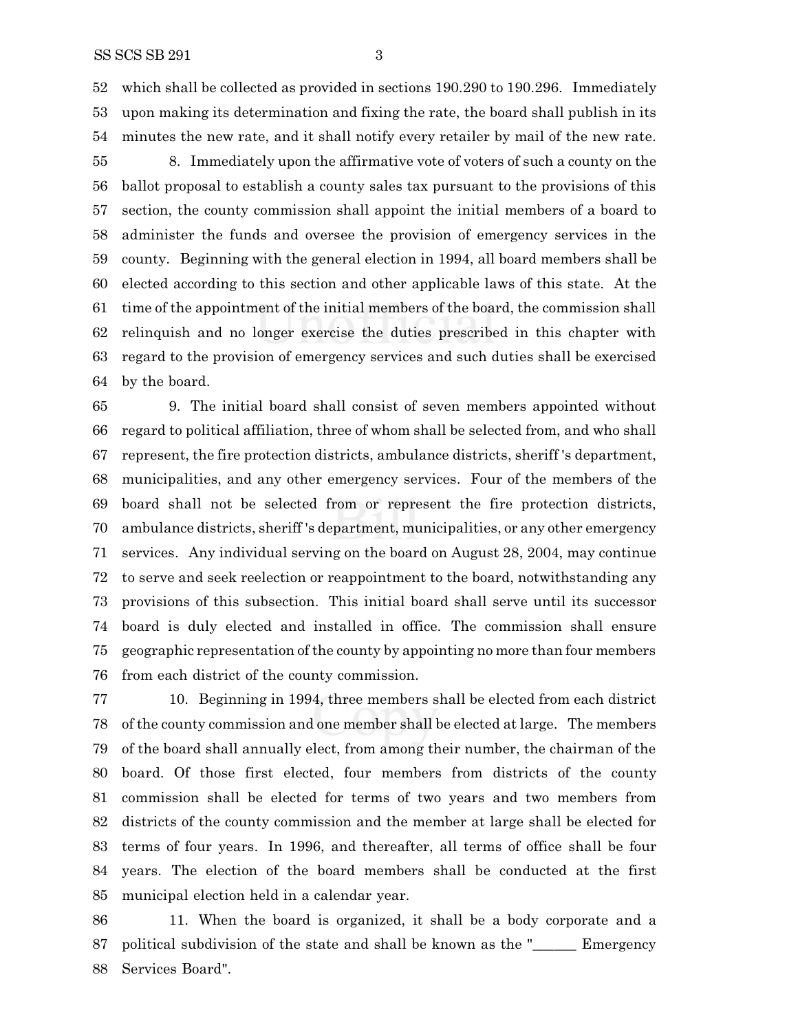which shall be collected as provided in sections 190.290 to 190.296. Immediately upon making its determination and fixing the rate, the board shall publish in its minutes the new rate, and it shall notify every retailer by mail of the new rate.

8. Immediately upon the affirmative vote of voters of such a county on the ballot proposal to establish a county sales tax pursuant to the provisions of this section, the county commission shall appoint the initial members of a board to administer the funds and oversee the provision of emergency services in the county. Beginning with the general election in 1994, all board members shall be elected according to this section and other applicable laws of this state. At the time of the appointment of the initial members of the board, the commission shall relinquish and no longer exercise the duties prescribed in this chapter with regard to the provision of emergency services and such duties shall be exercised by the board.

9. The initial board shall consist of seven members appointed without regard to political affiliation, three of whom shall be selected from, and who shall represent, the fire protection districts, ambulance districts, sheriff 's department, municipalities, and any other emergency services. Four of the members of the board shall not be selected from or represent the fire protection districts, ambulance districts, sheriff 's department, municipalities, or any other emergency services. Any individual serving on the board on August 28, 2004, may continue to serve and seek reelection or reappointment to the board, notwithstanding any provisions of this subsection. This initial board shall serve until its successor board is duly elected and installed in office. The commission shall ensure geographic representation of the county by appointing no more than four members from each district of the county commission.

10. Beginning in 1994, three members shall be elected from each district of the county commission and one member shall be elected at large. The members of the board shall annually elect, from among their number, the chairman of the board. Of those first elected, four members from districts of the county commission shall be elected for terms of two years and two members from districts of the county commission and the member at large shall be elected for terms of four years. In 1996, and thereafter, all terms of office shall be four years. The election of the board members shall be conducted at the first municipal election held in a calendar year.

11. When the board is organized, it shall be a body corporate and a political subdivision of the state and shall be known as the "______ Emergency Services Board".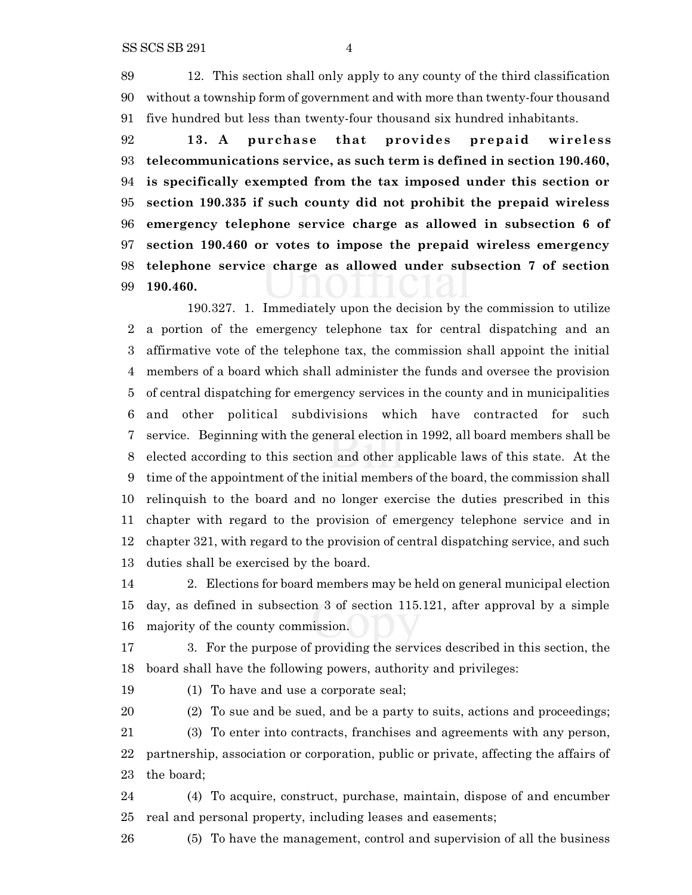12. This section shall only apply to any county of the third classification without a township form of government and with more than twenty-four thousand five hundred but less than twenty-four thousand six hundred inhabitants.

**13. A purchase that provides prepaid wireless telecommunications service, as such term is defined in section 190.460, is specifically exempted from the tax imposed under this section or section 190.335 if such county did not prohibit the prepaid wireless emergency telephone service charge as allowed in subsection 6 of section 190.460 or votes to impose the prepaid wireless emergency telephone service charge as allowed under subsection 7 of section 190.460.**

190.327. 1. Immediately upon the decision by the commission to utilize a portion of the emergency telephone tax for central dispatching and an affirmative vote of the telephone tax, the commission shall appoint the initial members of a board which shall administer the funds and oversee the provision of central dispatching for emergency services in the county and in municipalities and other political subdivisions which have contracted for such service. Beginning with the general election in 1992, all board members shall be elected according to this section and other applicable laws of this state. At the time of the appointment of the initial members of the board, the commission shall relinquish to the board and no longer exercise the duties prescribed in this chapter with regard to the provision of emergency telephone service and in chapter 321, with regard to the provision of central dispatching service, and such duties shall be exercised by the board.

2. Elections for board members may be held on general municipal election day, as defined in subsection 3 of section 115.121, after approval by a simple majority of the county commission.

3. For the purpose of providing the services described in this section, the board shall have the following powers, authority and privileges:

(1) To have and use a corporate seal;

(2) To sue and be sued, and be a party to suits, actions and proceedings;

(3) To enter into contracts, franchises and agreements with any person, partnership, association or corporation, public or private, affecting the affairs of the board;

(4) To acquire, construct, purchase, maintain, dispose of and encumber real and personal property, including leases and easements;

(5) To have the management, control and supervision of all the business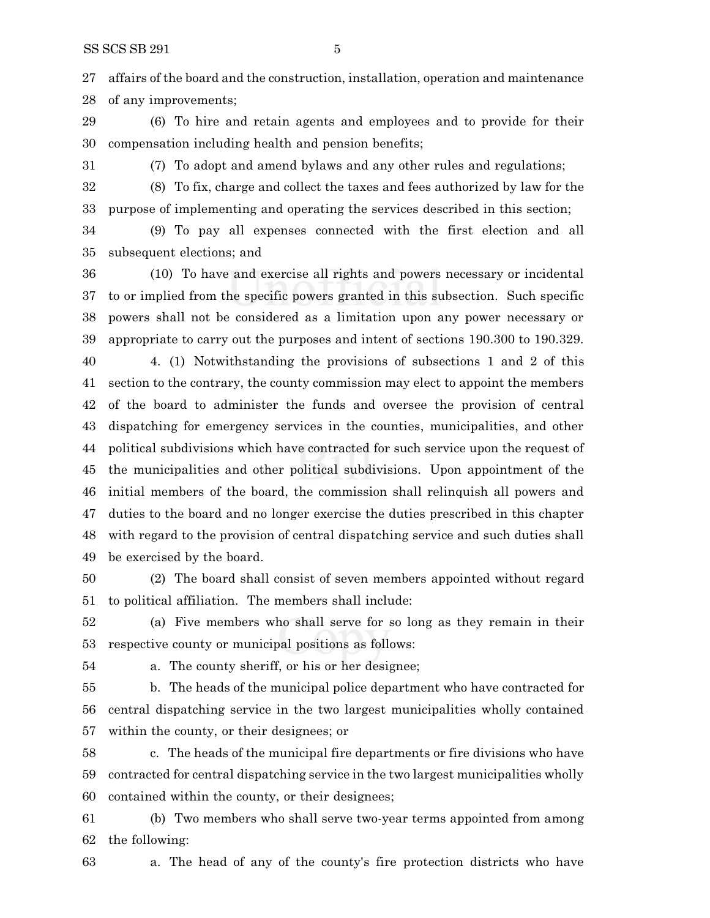affairs of the board and the construction, installation, operation and maintenance of any improvements;

(6) To hire and retain agents and employees and to provide for their compensation including health and pension benefits;

(7) To adopt and amend bylaws and any other rules and regulations;

(8) To fix, charge and collect the taxes and fees authorized by law for the purpose of implementing and operating the services described in this section;

(9) To pay all expenses connected with the first election and all subsequent elections; and

(10) To have and exercise all rights and powers necessary or incidental to or implied from the specific powers granted in this subsection. Such specific powers shall not be considered as a limitation upon any power necessary or appropriate to carry out the purposes and intent of sections 190.300 to 190.329.

4. (1) Notwithstanding the provisions of subsections 1 and 2 of this section to the contrary, the county commission may elect to appoint the members of the board to administer the funds and oversee the provision of central dispatching for emergency services in the counties, municipalities, and other political subdivisions which have contracted for such service upon the request of the municipalities and other political subdivisions. Upon appointment of the initial members of the board, the commission shall relinquish all powers and duties to the board and no longer exercise the duties prescribed in this chapter with regard to the provision of central dispatching service and such duties shall be exercised by the board.

(2) The board shall consist of seven members appointed without regard to political affiliation. The members shall include:

(a) Five members who shall serve for so long as they remain in their respective county or municipal positions as follows:

a. The county sheriff, or his or her designee;

b. The heads of the municipal police department who have contracted for central dispatching service in the two largest municipalities wholly contained within the county, or their designees; or

c. The heads of the municipal fire departments or fire divisions who have contracted for central dispatching service in the two largest municipalities wholly contained within the county, or their designees;

(b) Two members who shall serve two-year terms appointed from among the following:

a. The head of any of the county's fire protection districts who have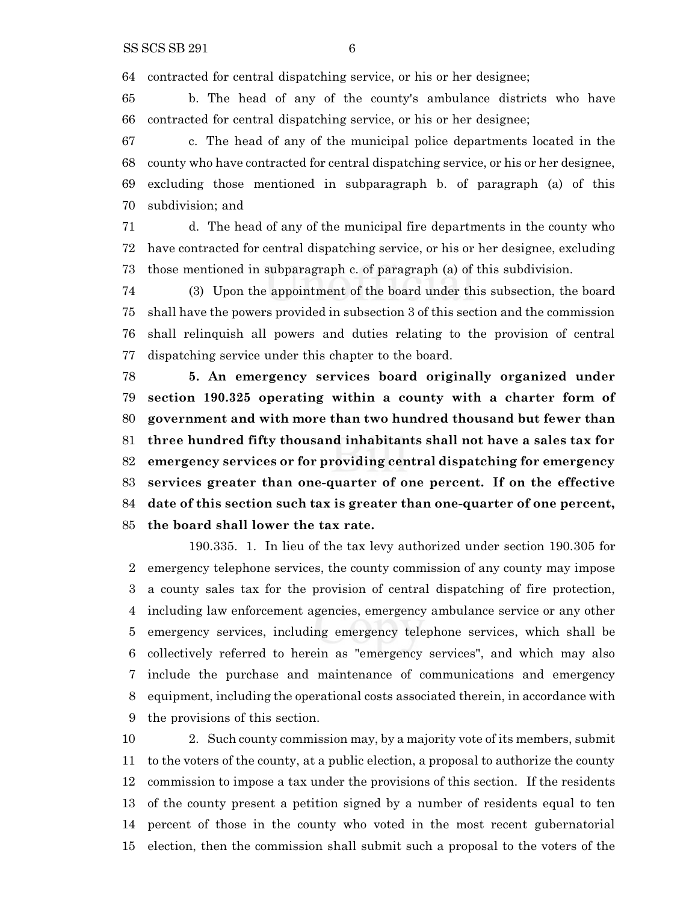contracted for central dispatching service, or his or her designee;

b. The head of any of the county's ambulance districts who have contracted for central dispatching service, or his or her designee;

c. The head of any of the municipal police departments located in the county who have contracted for central dispatching service, or his or her designee, excluding those mentioned in subparagraph b. of paragraph (a) of this subdivision; and

d. The head of any of the municipal fire departments in the county who have contracted for central dispatching service, or his or her designee, excluding those mentioned in subparagraph c. of paragraph (a) of this subdivision.

(3) Upon the appointment of the board under this subsection, the board shall have the powers provided in subsection 3 of this section and the commission shall relinquish all powers and duties relating to the provision of central dispatching service under this chapter to the board.

**5. An emergency services board originally organized under section 190.325 operating within a county with a charter form of government and with more than two hundred thousand but fewer than three hundred fifty thousand inhabitants shall not have a sales tax for emergency services or for providing central dispatching for emergency services greater than one-quarter of one percent. If on the effective date of this section such tax is greater than one-quarter of one percent, the board shall lower the tax rate.**

190.335. 1. In lieu of the tax levy authorized under section 190.305 for emergency telephone services, the county commission of any county may impose a county sales tax for the provision of central dispatching of fire protection, including law enforcement agencies, emergency ambulance service or any other emergency services, including emergency telephone services, which shall be collectively referred to herein as "emergency services", and which may also include the purchase and maintenance of communications and emergency equipment, including the operational costs associated therein, in accordance with the provisions of this section.

2. Such county commission may, by a majority vote of its members, submit to the voters of the county, at a public election, a proposal to authorize the county commission to impose a tax under the provisions of this section. If the residents of the county present a petition signed by a number of residents equal to ten percent of those in the county who voted in the most recent gubernatorial election, then the commission shall submit such a proposal to the voters of the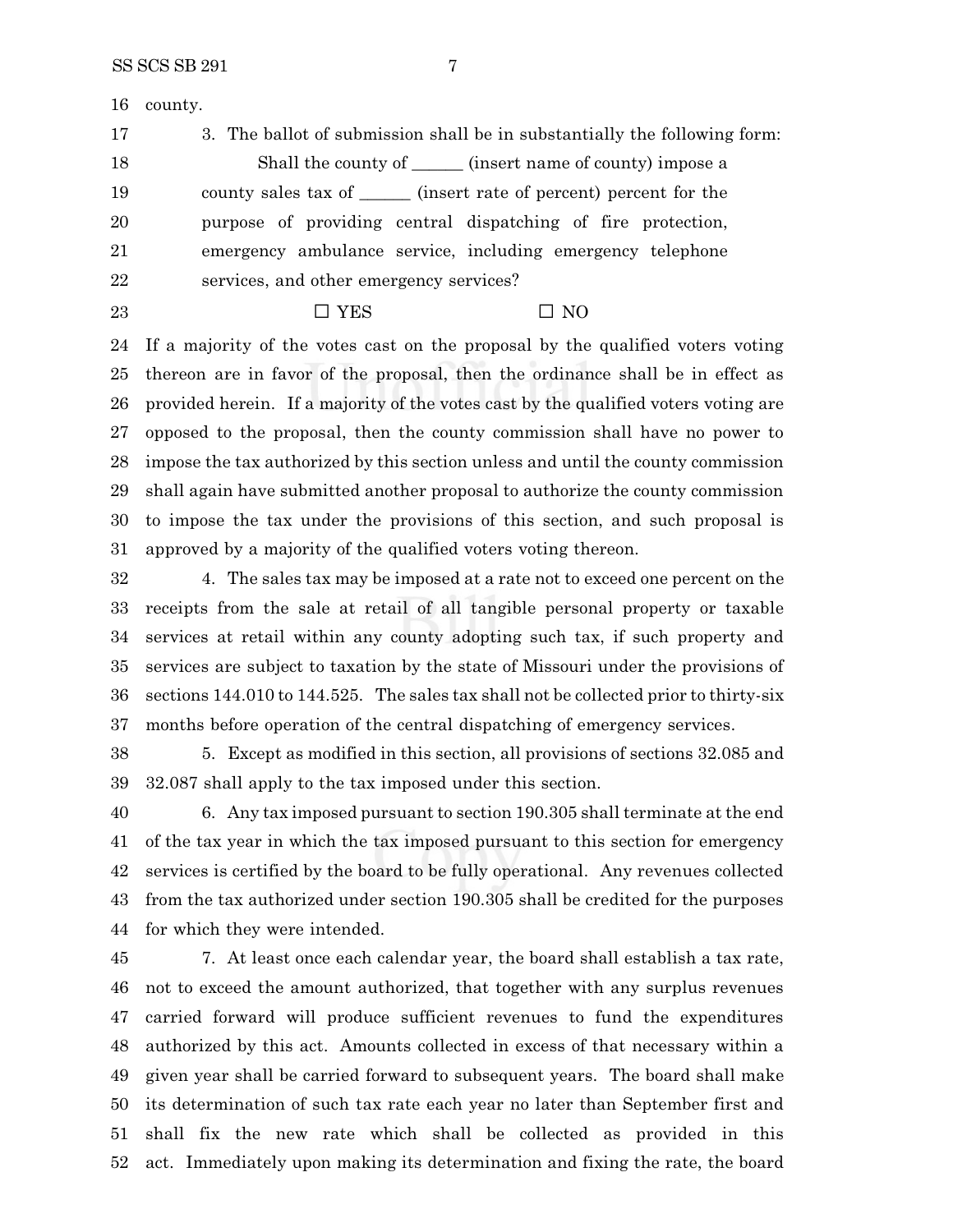county.

3. The ballot of submission shall be in substantially the following form:

> Shall the county of ______ (insert name of county) impose a county sales tax of ______ (insert rate of percent) percent for the purpose of providing central dispatching of fire protection, emergency ambulance service, including emergency telephone services, and other emergency services?
>
> ☐ YES ☐ NO

If a majority of the votes cast on the proposal by the qualified voters voting thereon are in favor of the proposal, then the ordinance shall be in effect as provided herein. If a majority of the votes cast by the qualified voters voting are opposed to the proposal, then the county commission shall have no power to impose the tax authorized by this section unless and until the county commission shall again have submitted another proposal to authorize the county commission to impose the tax under the provisions of this section, and such proposal is approved by a majority of the qualified voters voting thereon.

4. The sales tax may be imposed at a rate not to exceed one percent on the receipts from the sale at retail of all tangible personal property or taxable services at retail within any county adopting such tax, if such property and services are subject to taxation by the state of Missouri under the provisions of sections 144.010 to 144.525. The sales tax shall not be collected prior to thirty-six months before operation of the central dispatching of emergency services.

5. Except as modified in this section, all provisions of sections 32.085 and 32.087 shall apply to the tax imposed under this section.

6. Any tax imposed pursuant to section 190.305 shall terminate at the end of the tax year in which the tax imposed pursuant to this section for emergency services is certified by the board to be fully operational. Any revenues collected from the tax authorized under section 190.305 shall be credited for the purposes for which they were intended.

7. At least once each calendar year, the board shall establish a tax rate, not to exceed the amount authorized, that together with any surplus revenues carried forward will produce sufficient revenues to fund the expenditures authorized by this act. Amounts collected in excess of that necessary within a given year shall be carried forward to subsequent years. The board shall make its determination of such tax rate each year no later than September first and shall fix the new rate which shall be collected as provided in this act. Immediately upon making its determination and fixing the rate, the board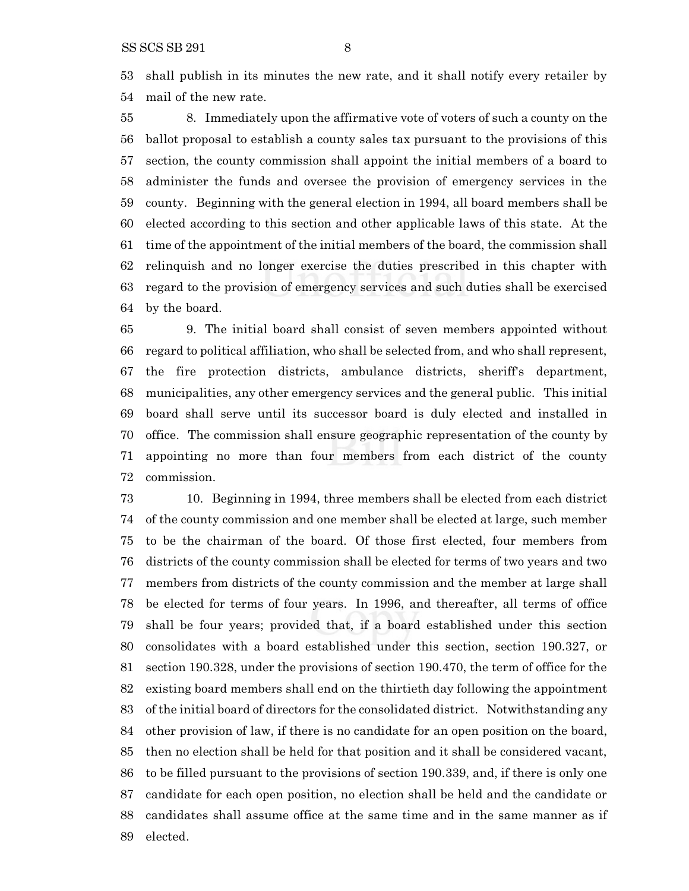shall publish in its minutes the new rate, and it shall notify every retailer by mail of the new rate.

8. Immediately upon the affirmative vote of voters of such a county on the ballot proposal to establish a county sales tax pursuant to the provisions of this section, the county commission shall appoint the initial members of a board to administer the funds and oversee the provision of emergency services in the county. Beginning with the general election in 1994, all board members shall be elected according to this section and other applicable laws of this state. At the time of the appointment of the initial members of the board, the commission shall relinquish and no longer exercise the duties prescribed in this chapter with regard to the provision of emergency services and such duties shall be exercised by the board.

9. The initial board shall consist of seven members appointed without regard to political affiliation, who shall be selected from, and who shall represent, the fire protection districts, ambulance districts, sheriff's department, municipalities, any other emergency services and the general public. This initial board shall serve until its successor board is duly elected and installed in office. The commission shall ensure geographic representation of the county by appointing no more than four members from each district of the county commission.

10. Beginning in 1994, three members shall be elected from each district of the county commission and one member shall be elected at large, such member to be the chairman of the board. Of those first elected, four members from districts of the county commission shall be elected for terms of two years and two members from districts of the county commission and the member at large shall be elected for terms of four years. In 1996, and thereafter, all terms of office shall be four years; provided that, if a board established under this section consolidates with a board established under this section, section 190.327, or section 190.328, under the provisions of section 190.470, the term of office for the existing board members shall end on the thirtieth day following the appointment of the initial board of directors for the consolidated district. Notwithstanding any other provision of law, if there is no candidate for an open position on the board, then no election shall be held for that position and it shall be considered vacant, to be filled pursuant to the provisions of section 190.339, and, if there is only one candidate for each open position, no election shall be held and the candidate or candidates shall assume office at the same time and in the same manner as if elected.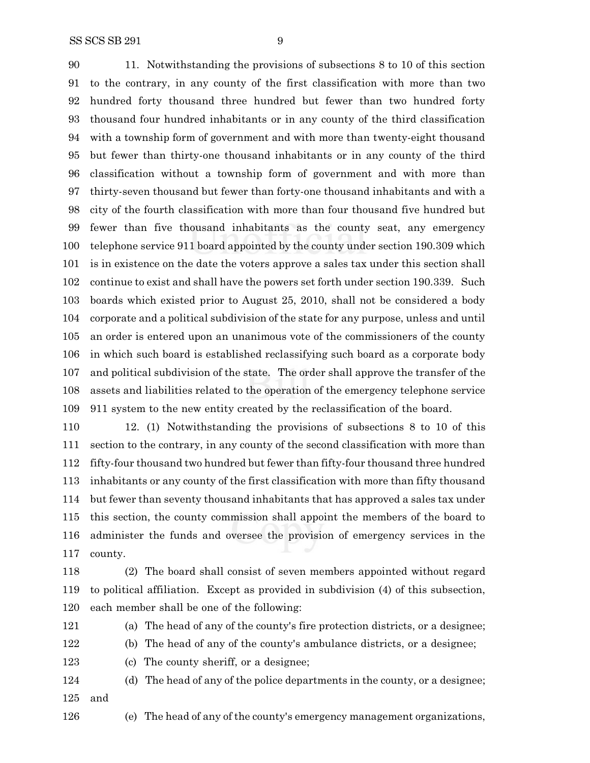11. Notwithstanding the provisions of subsections 8 to 10 of this section to the contrary, in any county of the first classification with more than two hundred forty thousand three hundred but fewer than two hundred forty thousand four hundred inhabitants or in any county of the third classification with a township form of government and with more than twenty-eight thousand but fewer than thirty-one thousand inhabitants or in any county of the third classification without a township form of government and with more than thirty-seven thousand but fewer than forty-one thousand inhabitants and with a city of the fourth classification with more than four thousand five hundred but fewer than five thousand inhabitants as the county seat, any emergency telephone service 911 board appointed by the county under section 190.309 which is in existence on the date the voters approve a sales tax under this section shall continue to exist and shall have the powers set forth under section 190.339. Such boards which existed prior to August 25, 2010, shall not be considered a body corporate and a political subdivision of the state for any purpose, unless and until an order is entered upon an unanimous vote of the commissioners of the county in which such board is established reclassifying such board as a corporate body and political subdivision of the state. The order shall approve the transfer of the assets and liabilities related to the operation of the emergency telephone service 911 system to the new entity created by the reclassification of the board.

12. (1) Notwithstanding the provisions of subsections 8 to 10 of this section to the contrary, in any county of the second classification with more than fifty-four thousand two hundred but fewer than fifty-four thousand three hundred inhabitants or any county of the first classification with more than fifty thousand but fewer than seventy thousand inhabitants that has approved a sales tax under this section, the county commission shall appoint the members of the board to administer the funds and oversee the provision of emergency services in the county.

(2) The board shall consist of seven members appointed without regard to political affiliation. Except as provided in subdivision (4) of this subsection, each member shall be one of the following:

(a) The head of any of the county's fire protection districts, or a designee;

(b) The head of any of the county's ambulance districts, or a designee;

(c) The county sheriff, or a designee;

(d) The head of any of the police departments in the county, or a designee; and

(e) The head of any of the county's emergency management organizations,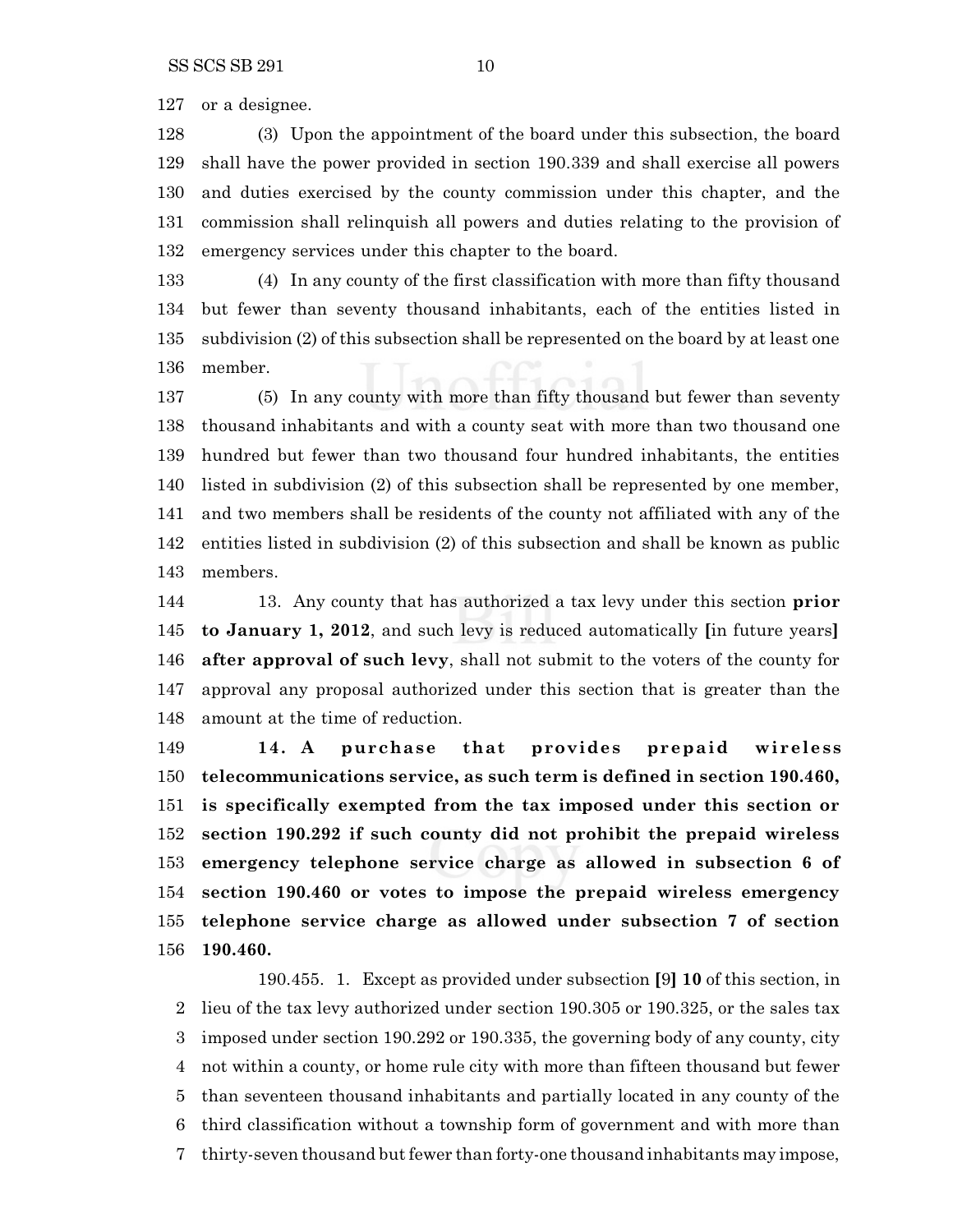or a designee.

(3) Upon the appointment of the board under this subsection, the board shall have the power provided in section 190.339 and shall exercise all powers and duties exercised by the county commission under this chapter, and the commission shall relinquish all powers and duties relating to the provision of emergency services under this chapter to the board.

(4) In any county of the first classification with more than fifty thousand but fewer than seventy thousand inhabitants, each of the entities listed in subdivision (2) of this subsection shall be represented on the board by at least one member.

(5) In any county with more than fifty thousand but fewer than seventy thousand inhabitants and with a county seat with more than two thousand one hundred but fewer than two thousand four hundred inhabitants, the entities listed in subdivision (2) of this subsection shall be represented by one member, and two members shall be residents of the county not affiliated with any of the entities listed in subdivision (2) of this subsection and shall be known as public members.

13. Any county that has authorized a tax levy under this section **prior to January 1, 2012**, and such levy is reduced automatically **[**in future years**]** **after approval of such levy**, shall not submit to the voters of the county for approval any proposal authorized under this section that is greater than the amount at the time of reduction.

**14. A purchase that provides prepaid wireless telecommunications service, as such term is defined in section 190.460, is specifically exempted from the tax imposed under this section or section 190.292 if such county did not prohibit the prepaid wireless emergency telephone service charge as allowed in subsection 6 of section 190.460 or votes to impose the prepaid wireless emergency telephone service charge as allowed under subsection 7 of section 190.460.**

190.455. 1. Except as provided under subsection **[**9**]** **10** of this section, in lieu of the tax levy authorized under section 190.305 or 190.325, or the sales tax imposed under section 190.292 or 190.335, the governing body of any county, city not within a county, or home rule city with more than fifteen thousand but fewer than seventeen thousand inhabitants and partially located in any county of the third classification without a township form of government and with more than thirty-seven thousand but fewer than forty-one thousand inhabitants may impose,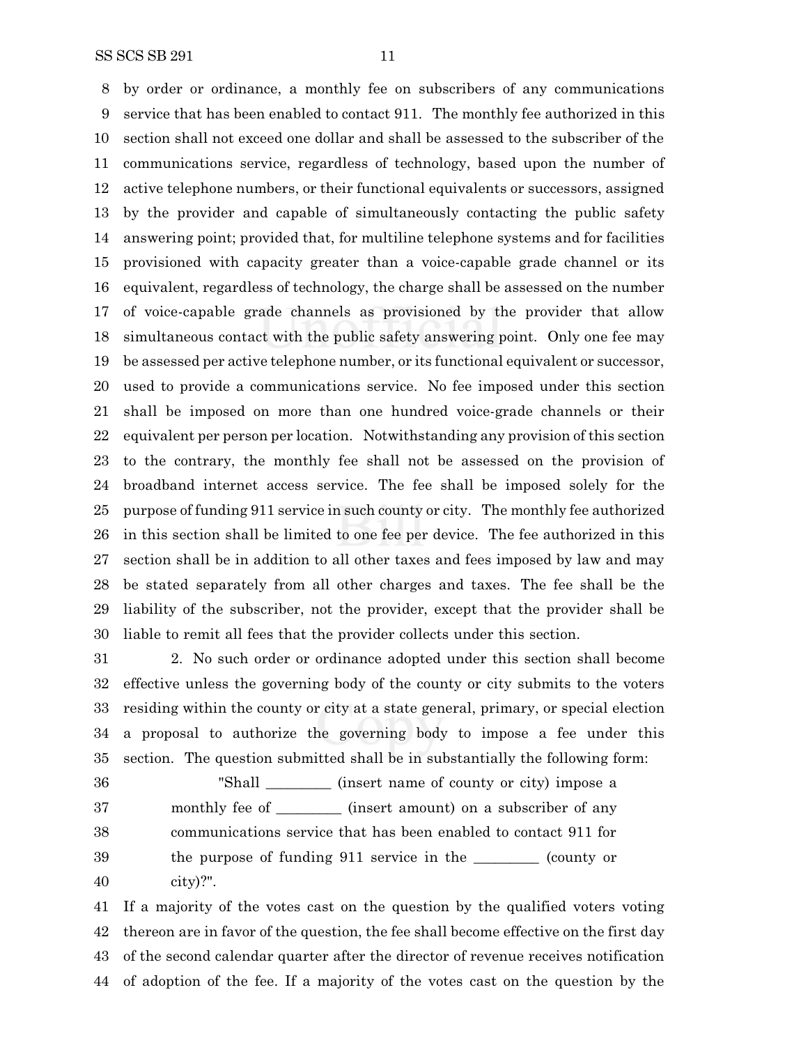by order or ordinance, a monthly fee on subscribers of any communications service that has been enabled to contact 911. The monthly fee authorized in this section shall not exceed one dollar and shall be assessed to the subscriber of the communications service, regardless of technology, based upon the number of active telephone numbers, or their functional equivalents or successors, assigned by the provider and capable of simultaneously contacting the public safety answering point; provided that, for multiline telephone systems and for facilities provisioned with capacity greater than a voice-capable grade channel or its equivalent, regardless of technology, the charge shall be assessed on the number of voice-capable grade channels as provisioned by the provider that allow simultaneous contact with the public safety answering point. Only one fee may be assessed per active telephone number, or its functional equivalent or successor, used to provide a communications service. No fee imposed under this section shall be imposed on more than one hundred voice-grade channels or their equivalent per person per location. Notwithstanding any provision of this section to the contrary, the monthly fee shall not be assessed on the provision of broadband internet access service. The fee shall be imposed solely for the purpose of funding 911 service in such county or city. The monthly fee authorized in this section shall be limited to one fee per device. The fee authorized in this section shall be in addition to all other taxes and fees imposed by law and may be stated separately from all other charges and taxes. The fee shall be the liability of the subscriber, not the provider, except that the provider shall be liable to remit all fees that the provider collects under this section.

2. No such order or ordinance adopted under this section shall become effective unless the governing body of the county or city submits to the voters residing within the county or city at a state general, primary, or special election a proposal to authorize the governing body to impose a fee under this section. The question submitted shall be in substantially the following form:

"Shall _________ (insert name of county or city) impose a monthly fee of _________ (insert amount) on a subscriber of any communications service that has been enabled to contact 911 for the purpose of funding 911 service in the _________ (county or city)?".

If a majority of the votes cast on the question by the qualified voters voting thereon are in favor of the question, the fee shall become effective on the first day of the second calendar quarter after the director of revenue receives notification of adoption of the fee. If a majority of the votes cast on the question by the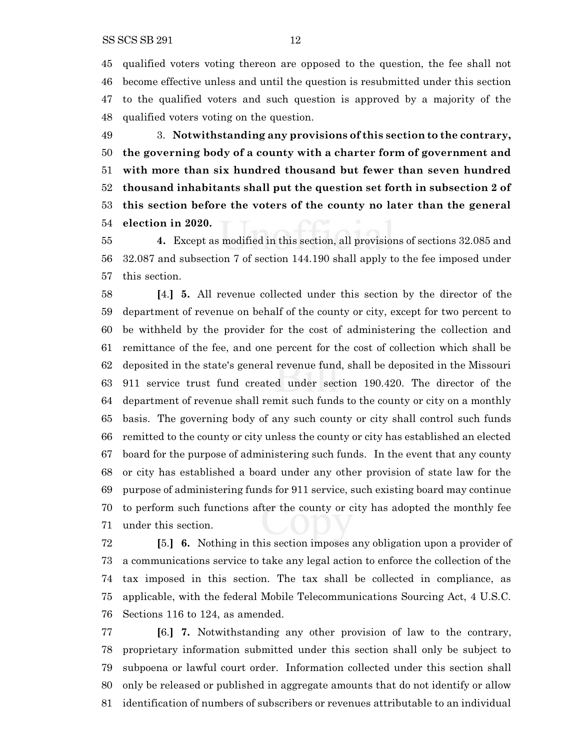qualified voters voting thereon are opposed to the question, the fee shall not become effective unless and until the question is resubmitted under this section to the qualified voters and such question is approved by a majority of the qualified voters voting on the question.

3. **Notwithstanding any provisions of this section to the contrary, the governing body of a county with a charter form of government and with more than six hundred thousand but fewer than seven hundred thousand inhabitants shall put the question set forth in subsection 2 of this section before the voters of the county no later than the general election in 2020.**

**4.** Except as modified in this section, all provisions of sections 32.085 and 32.087 and subsection 7 of section 144.190 shall apply to the fee imposed under this section.

**[**4.**] 5.** All revenue collected under this section by the director of the department of revenue on behalf of the county or city, except for two percent to be withheld by the provider for the cost of administering the collection and remittance of the fee, and one percent for the cost of collection which shall be deposited in the state's general revenue fund, shall be deposited in the Missouri 911 service trust fund created under section 190.420. The director of the department of revenue shall remit such funds to the county or city on a monthly basis. The governing body of any such county or city shall control such funds remitted to the county or city unless the county or city has established an elected board for the purpose of administering such funds. In the event that any county or city has established a board under any other provision of state law for the purpose of administering funds for 911 service, such existing board may continue to perform such functions after the county or city has adopted the monthly fee under this section.

**[**5.**] 6.** Nothing in this section imposes any obligation upon a provider of a communications service to take any legal action to enforce the collection of the tax imposed in this section. The tax shall be collected in compliance, as applicable, with the federal Mobile Telecommunications Sourcing Act, 4 U.S.C. Sections 116 to 124, as amended.

**[**6.**] 7.** Notwithstanding any other provision of law to the contrary, proprietary information submitted under this section shall only be subject to subpoena or lawful court order. Information collected under this section shall only be released or published in aggregate amounts that do not identify or allow identification of numbers of subscribers or revenues attributable to an individual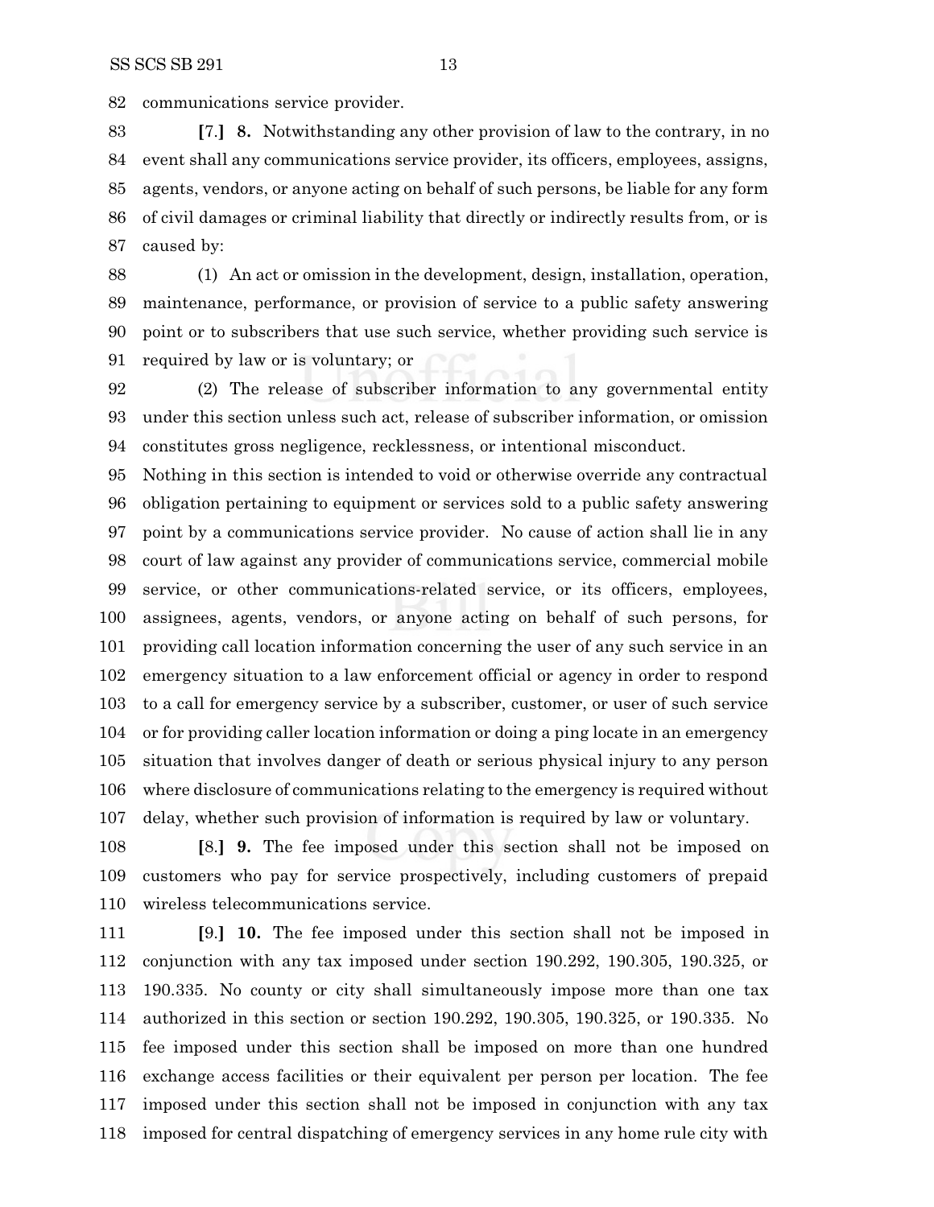82 communications service provider.

83 **[**7.**] 8.** Notwithstanding any other provision of law to the contrary, in no 84 event shall any communications service provider, its officers, employees, assigns, 85 agents, vendors, or anyone acting on behalf of such persons, be liable for any form 86 of civil damages or criminal liability that directly or indirectly results from, or is 87 caused by:

88 (1) An act or omission in the development, design, installation, operation, 89 maintenance, performance, or provision of service to a public safety answering 90 point or to subscribers that use such service, whether providing such service is 91 required by law or is voluntary; or

92 (2) The release of subscriber information to any governmental entity 93 under this section unless such act, release of subscriber information, or omission 94 constitutes gross negligence, recklessness, or intentional misconduct.

95 Nothing in this section is intended to void or otherwise override any contractual 96 obligation pertaining to equipment or services sold to a public safety answering 97 point by a communications service provider. No cause of action shall lie in any 98 court of law against any provider of communications service, commercial mobile 99 service, or other communications-related service, or its officers, employees, 100 assignees, agents, vendors, or anyone acting on behalf of such persons, for 101 providing call location information concerning the user of any such service in an 102 emergency situation to a law enforcement official or agency in order to respond 103 to a call for emergency service by a subscriber, customer, or user of such service 104 or for providing caller location information or doing a ping locate in an emergency 105 situation that involves danger of death or serious physical injury to any person 106 where disclosure of communications relating to the emergency is required without 107 delay, whether such provision of information is required by law or voluntary.

108 **[**8.**] 9.** The fee imposed under this section shall not be imposed on 109 customers who pay for service prospectively, including customers of prepaid 110 wireless telecommunications service.

111 **[**9.**] 10.** The fee imposed under this section shall not be imposed in 112 conjunction with any tax imposed under section 190.292, 190.305, 190.325, or 113 190.335. No county or city shall simultaneously impose more than one tax 114 authorized in this section or section 190.292, 190.305, 190.325, or 190.335. No 115 fee imposed under this section shall be imposed on more than one hundred 116 exchange access facilities or their equivalent per person per location. The fee 117 imposed under this section shall not be imposed in conjunction with any tax 118 imposed for central dispatching of emergency services in any home rule city with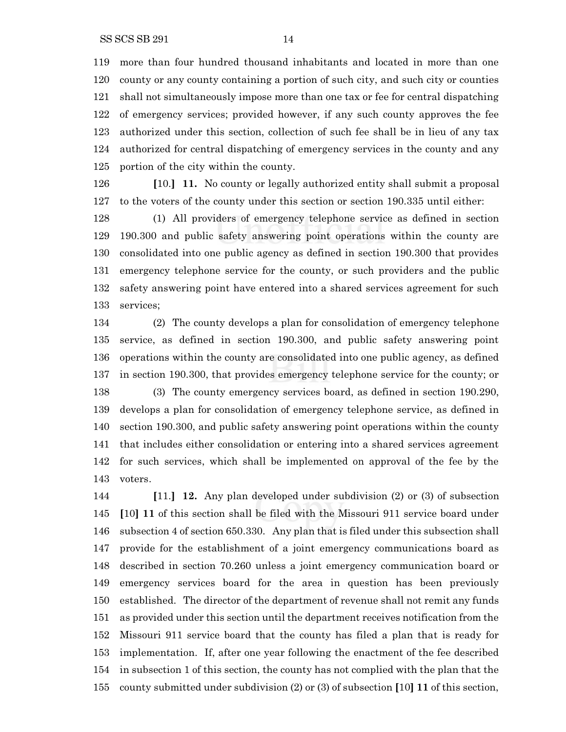119 more than four hundred thousand inhabitants and located in more than one
120 county or any county containing a portion of such city, and such city or counties
121 shall not simultaneously impose more than one tax or fee for central dispatching
122 of emergency services; provided however, if any such county approves the fee
123 authorized under this section, collection of such fee shall be in lieu of any tax
124 authorized for central dispatching of emergency services in the county and any
125 portion of the city within the county.

126 **[**10.**]** **11.** No county or legally authorized entity shall submit a proposal
127 to the voters of the county under this section or section 190.335 until either:

128 (1) All providers of emergency telephone service as defined in section
129 190.300 and public safety answering point operations within the county are
130 consolidated into one public agency as defined in section 190.300 that provides
131 emergency telephone service for the county, or such providers and the public
132 safety answering point have entered into a shared services agreement for such
133 services;

134 (2) The county develops a plan for consolidation of emergency telephone
135 service, as defined in section 190.300, and public safety answering point
136 operations within the county are consolidated into one public agency, as defined
137 in section 190.300, that provides emergency telephone service for the county; or

138 (3) The county emergency services board, as defined in section 190.290,
139 develops a plan for consolidation of emergency telephone service, as defined in
140 section 190.300, and public safety answering point operations within the county
141 that includes either consolidation or entering into a shared services agreement
142 for such services, which shall be implemented on approval of the fee by the
143 voters.

144 **[**11.**]** **12.** Any plan developed under subdivision (2) or (3) of subsection
145 **[**10**]** **11** of this section shall be filed with the Missouri 911 service board under
146 subsection 4 of section 650.330. Any plan that is filed under this subsection shall
147 provide for the establishment of a joint emergency communications board as
148 described in section 70.260 unless a joint emergency communication board or
149 emergency services board for the area in question has been previously
150 established. The director of the department of revenue shall not remit any funds
151 as provided under this section until the department receives notification from the
152 Missouri 911 service board that the county has filed a plan that is ready for
153 implementation. If, after one year following the enactment of the fee described
154 in subsection 1 of this section, the county has not complied with the plan that the
155 county submitted under subdivision (2) or (3) of subsection **[**10**]** **11** of this section,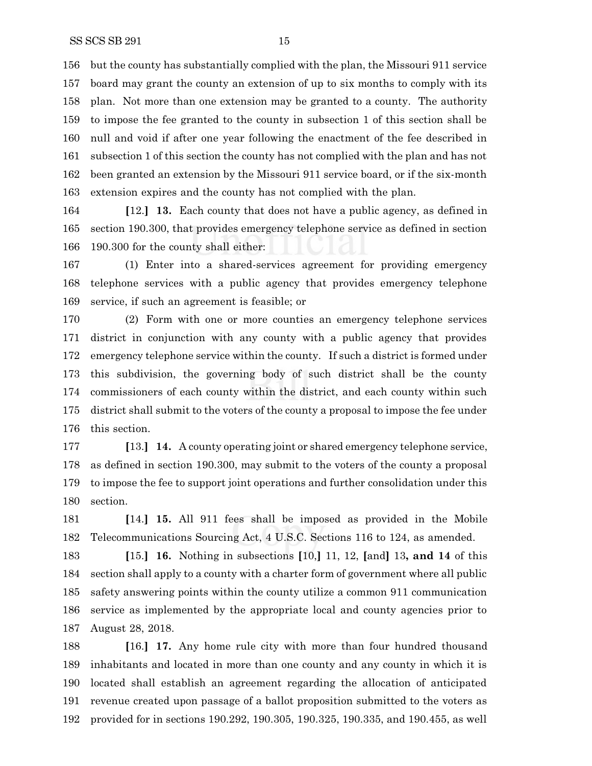but the county has substantially complied with the plan, the Missouri 911 service board may grant the county an extension of up to six months to comply with its plan. Not more than one extension may be granted to a county. The authority to impose the fee granted to the county in subsection 1 of this section shall be null and void if after one year following the enactment of the fee described in subsection 1 of this section the county has not complied with the plan and has not been granted an extension by the Missouri 911 service board, or if the six-month extension expires and the county has not complied with the plan.

**[**12.**]** **13.** Each county that does not have a public agency, as defined in section 190.300, that provides emergency telephone service as defined in section 190.300 for the county shall either:

(1) Enter into a shared-services agreement for providing emergency telephone services with a public agency that provides emergency telephone service, if such an agreement is feasible; or

(2) Form with one or more counties an emergency telephone services district in conjunction with any county with a public agency that provides emergency telephone service within the county. If such a district is formed under this subdivision, the governing body of such district shall be the county commissioners of each county within the district, and each county within such district shall submit to the voters of the county a proposal to impose the fee under this section.

**[**13.**]** **14.** A county operating joint or shared emergency telephone service, as defined in section 190.300, may submit to the voters of the county a proposal to impose the fee to support joint operations and further consolidation under this section.

**[**14.**]** **15.** All 911 fees shall be imposed as provided in the Mobile Telecommunications Sourcing Act, 4 U.S.C. Sections 116 to 124, as amended.

**[**15.**]** **16.** Nothing in subsections **[**10,**]** 11, 12, **[**and**]** 13**, and 14** of this section shall apply to a county with a charter form of government where all public safety answering points within the county utilize a common 911 communication service as implemented by the appropriate local and county agencies prior to August 28, 2018.

**[**16.**]** **17.** Any home rule city with more than four hundred thousand inhabitants and located in more than one county and any county in which it is located shall establish an agreement regarding the allocation of anticipated revenue created upon passage of a ballot proposition submitted to the voters as provided for in sections 190.292, 190.305, 190.325, 190.335, and 190.455, as well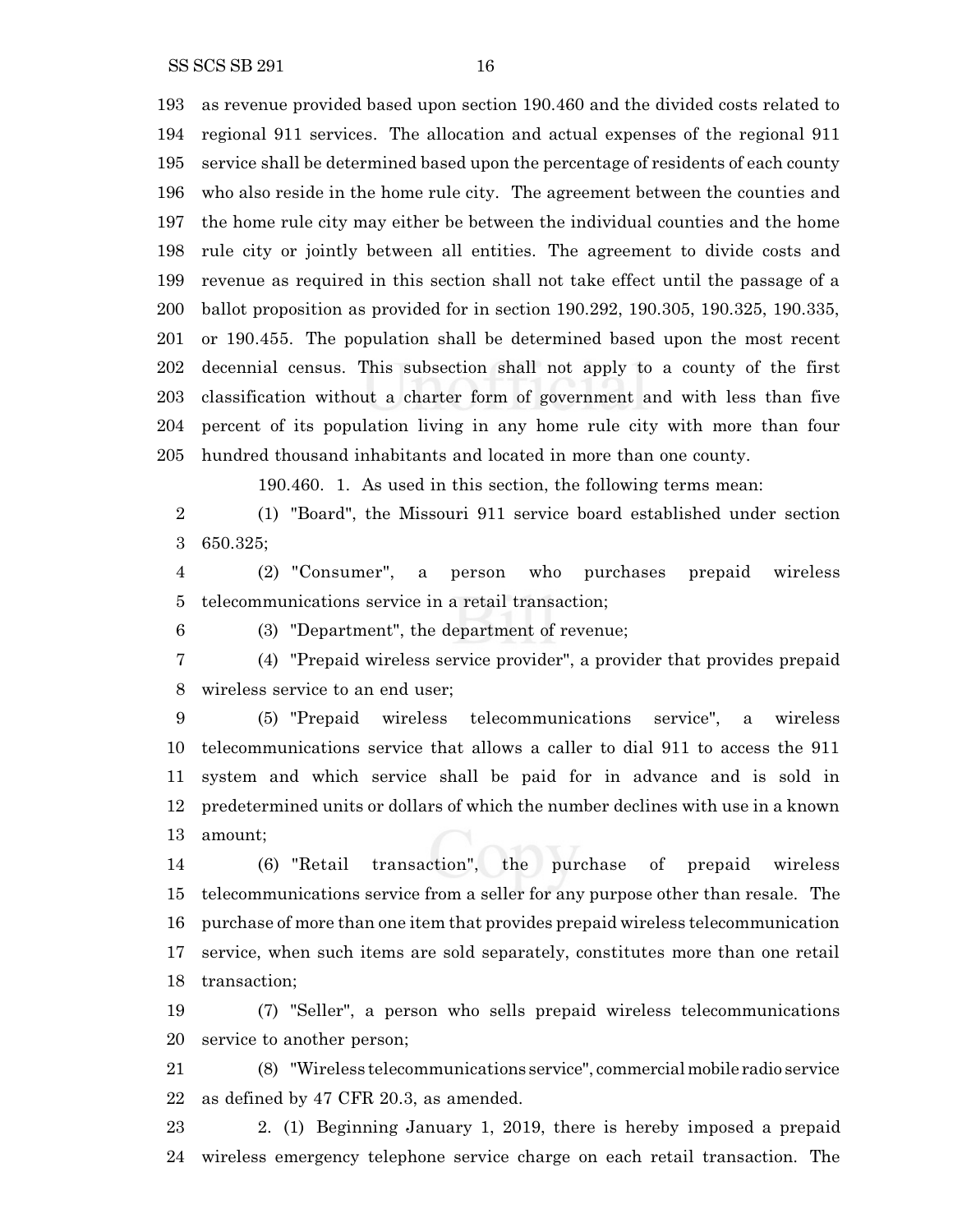as revenue provided based upon section 190.460 and the divided costs related to regional 911 services. The allocation and actual expenses of the regional 911 service shall be determined based upon the percentage of residents of each county who also reside in the home rule city. The agreement between the counties and the home rule city may either be between the individual counties and the home rule city or jointly between all entities. The agreement to divide costs and revenue as required in this section shall not take effect until the passage of a ballot proposition as provided for in section 190.292, 190.305, 190.325, 190.335, or 190.455. The population shall be determined based upon the most recent decennial census. This subsection shall not apply to a county of the first classification without a charter form of government and with less than five percent of its population living in any home rule city with more than four hundred thousand inhabitants and located in more than one county.

190.460. 1. As used in this section, the following terms mean:

(1) "Board", the Missouri 911 service board established under section 650.325;

(2) "Consumer", a person who purchases prepaid wireless telecommunications service in a retail transaction;

(3) "Department", the department of revenue;

(4) "Prepaid wireless service provider", a provider that provides prepaid wireless service to an end user;

(5) "Prepaid wireless telecommunications service", a wireless telecommunications service that allows a caller to dial 911 to access the 911 system and which service shall be paid for in advance and is sold in predetermined units or dollars of which the number declines with use in a known amount;

(6) "Retail transaction", the purchase of prepaid wireless telecommunications service from a seller for any purpose other than resale. The purchase of more than one item that provides prepaid wireless telecommunication service, when such items are sold separately, constitutes more than one retail transaction;

(7) "Seller", a person who sells prepaid wireless telecommunications service to another person;

(8) "Wireless telecommunications service", commercial mobile radio service as defined by 47 CFR 20.3, as amended.

2. (1) Beginning January 1, 2019, there is hereby imposed a prepaid wireless emergency telephone service charge on each retail transaction. The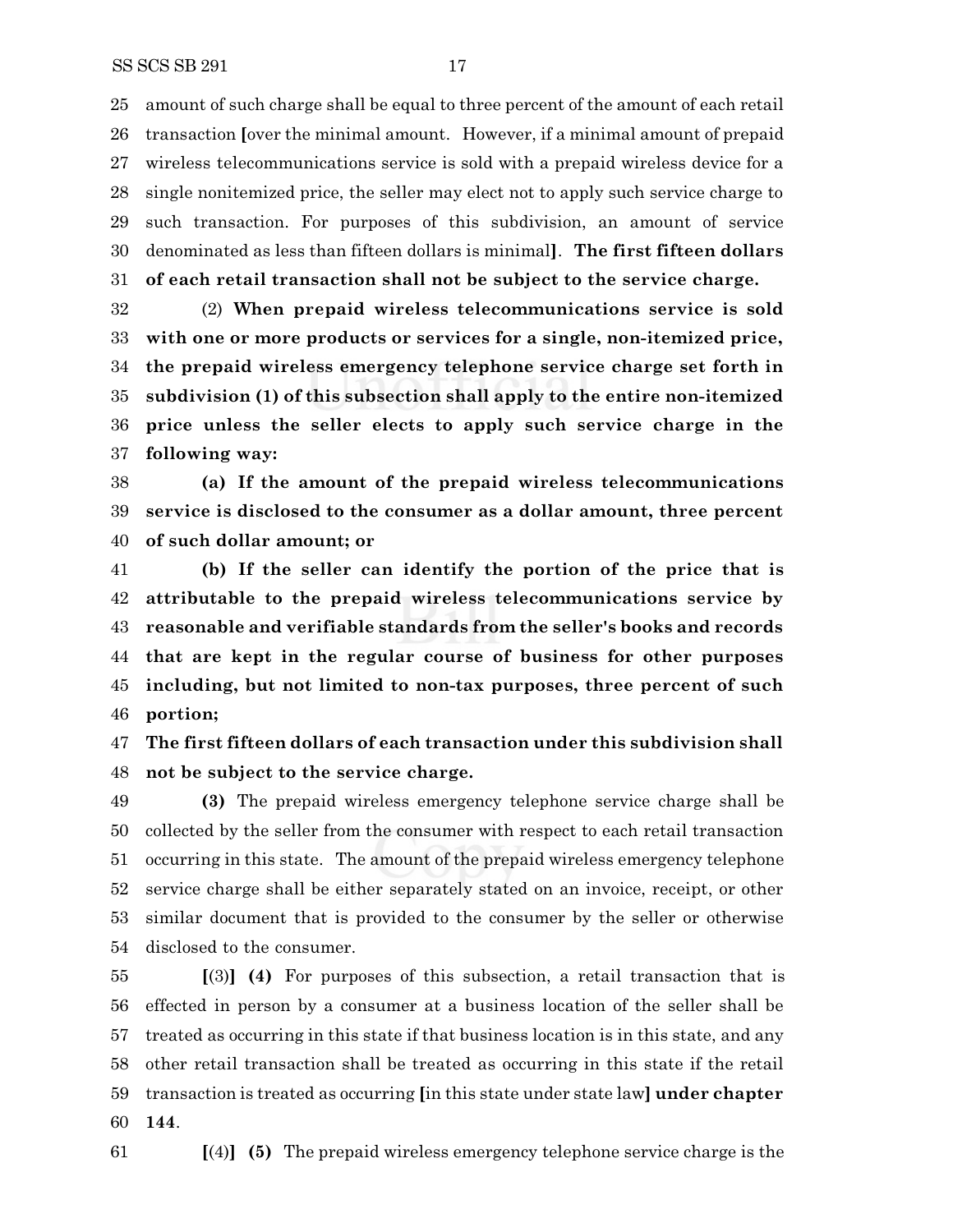25 amount of such charge shall be equal to three percent of the amount of each retail
26 transaction [over the minimal amount. However, if a minimal amount of prepaid
27 wireless telecommunications service is sold with a prepaid wireless device for a
28 single nonitemized price, the seller may elect not to apply such service charge to
29 such transaction. For purposes of this subdivision, an amount of service
30 denominated as less than fifteen dollars is minimal]. **The first fifteen dollars**
31 **of each retail transaction shall not be subject to the service charge.**

32 (2) **When prepaid wireless telecommunications service is sold**
33 **with one or more products or services for a single, non-itemized price,**
34 **the prepaid wireless emergency telephone service charge set forth in**
35 **subdivision (1) of this subsection shall apply to the entire non-itemized**
36 **price unless the seller elects to apply such service charge in the**
37 **following way:**

38 **(a) If the amount of the prepaid wireless telecommunications**
39 **service is disclosed to the consumer as a dollar amount, three percent**
40 **of such dollar amount; or**

41 **(b) If the seller can identify the portion of the price that is**
42 **attributable to the prepaid wireless telecommunications service by**
43 **reasonable and verifiable standards from the seller's books and records**
44 **that are kept in the regular course of business for other purposes**
45 **including, but not limited to non-tax purposes, three percent of such**
46 **portion;**

47 **The first fifteen dollars of each transaction under this subdivision shall**
48 **not be subject to the service charge.**

49 **(3)** The prepaid wireless emergency telephone service charge shall be
50 collected by the seller from the consumer with respect to each retail transaction
51 occurring in this state. The amount of the prepaid wireless emergency telephone
52 service charge shall be either separately stated on an invoice, receipt, or other
53 similar document that is provided to the consumer by the seller or otherwise
54 disclosed to the consumer.

55 [(3)] **(4)** For purposes of this subsection, a retail transaction that is
56 effected in person by a consumer at a business location of the seller shall be
57 treated as occurring in this state if that business location is in this state, and any
58 other retail transaction shall be treated as occurring in this state if the retail
59 transaction is treated as occurring [in this state under state law] **under chapter**
60 **144**.

61 [(4)] **(5)** The prepaid wireless emergency telephone service charge is the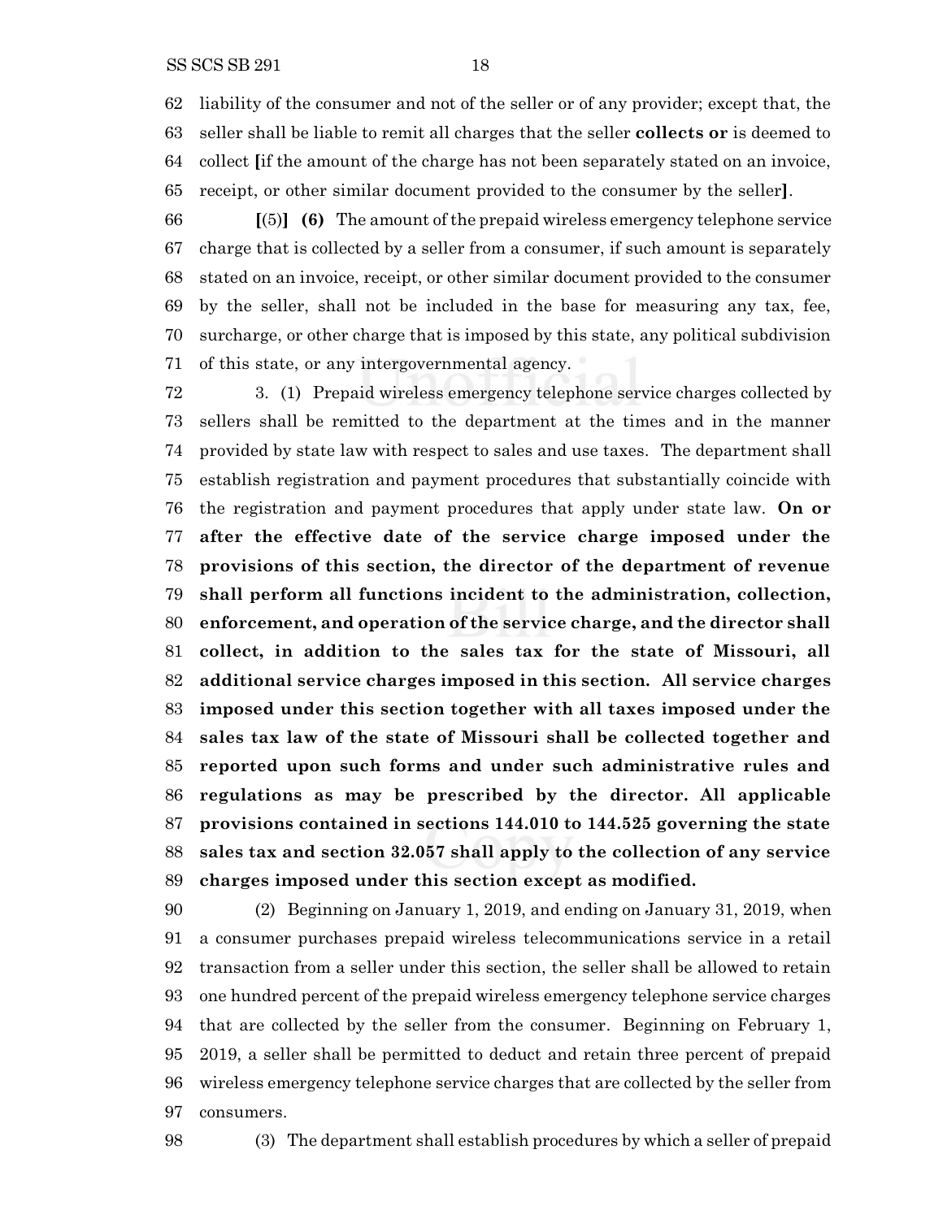62 liability of the consumer and not of the seller or of any provider; except that, the
63 seller shall be liable to remit all charges that the seller **collects or** is deemed to
64 collect **[**if the amount of the charge has not been separately stated on an invoice,
65 receipt, or other similar document provided to the consumer by the seller**]**.

66 **[**(5)**]** **(6)** The amount of the prepaid wireless emergency telephone service
67 charge that is collected by a seller from a consumer, if such amount is separately
68 stated on an invoice, receipt, or other similar document provided to the consumer
69 by the seller, shall not be included in the base for measuring any tax, fee,
70 surcharge, or other charge that is imposed by this state, any political subdivision
71 of this state, or any intergovernmental agency.

72 3. (1) Prepaid wireless emergency telephone service charges collected by
73 sellers shall be remitted to the department at the times and in the manner
74 provided by state law with respect to sales and use taxes. The department shall
75 establish registration and payment procedures that substantially coincide with
76 the registration and payment procedures that apply under state law. **On or**
77 **after the effective date of the service charge imposed under the**
78 **provisions of this section, the director of the department of revenue**
79 **shall perform all functions incident to the administration, collection,**
80 **enforcement, and operation of the service charge, and the director shall**
81 **collect, in addition to the sales tax for the state of Missouri, all**
82 **additional service charges imposed in this section. All service charges**
83 **imposed under this section together with all taxes imposed under the**
84 **sales tax law of the state of Missouri shall be collected together and**
85 **reported upon such forms and under such administrative rules and**
86 **regulations as may be prescribed by the director. All applicable**
87 **provisions contained in sections 144.010 to 144.525 governing the state**
88 **sales tax and section 32.057 shall apply to the collection of any service**
89 **charges imposed under this section except as modified.**

90 (2) Beginning on January 1, 2019, and ending on January 31, 2019, when
91 a consumer purchases prepaid wireless telecommunications service in a retail
92 transaction from a seller under this section, the seller shall be allowed to retain
93 one hundred percent of the prepaid wireless emergency telephone service charges
94 that are collected by the seller from the consumer. Beginning on February 1,
95 2019, a seller shall be permitted to deduct and retain three percent of prepaid
96 wireless emergency telephone service charges that are collected by the seller from
97 consumers.

98 (3) The department shall establish procedures by which a seller of prepaid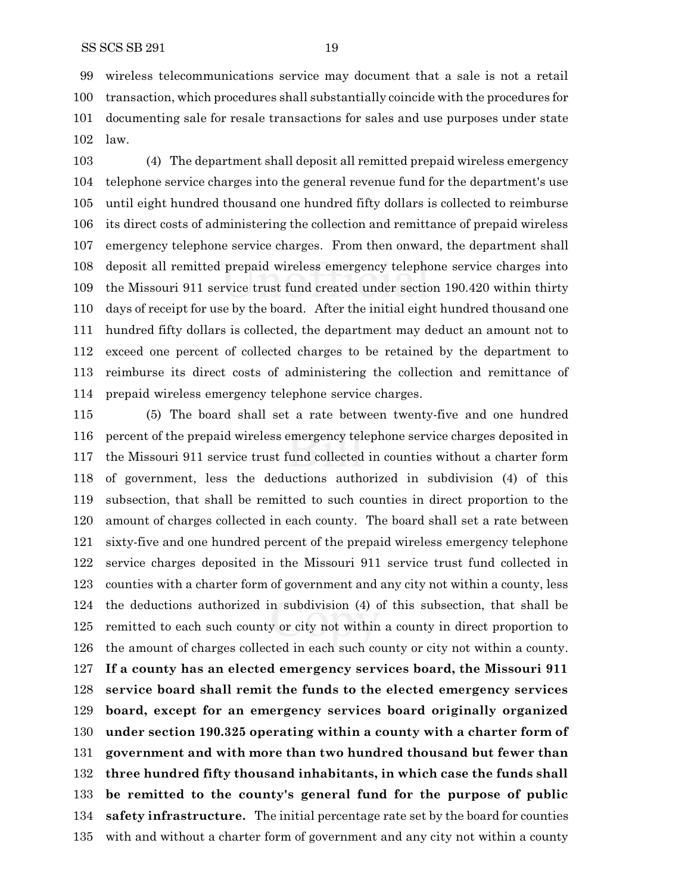wireless telecommunications service may document that a sale is not a retail transaction, which procedures shall substantially coincide with the procedures for documenting sale for resale transactions for sales and use purposes under state law.

(4) The department shall deposit all remitted prepaid wireless emergency telephone service charges into the general revenue fund for the department's use until eight hundred thousand one hundred fifty dollars is collected to reimburse its direct costs of administering the collection and remittance of prepaid wireless emergency telephone service charges. From then onward, the department shall deposit all remitted prepaid wireless emergency telephone service charges into the Missouri 911 service trust fund created under section 190.420 within thirty days of receipt for use by the board. After the initial eight hundred thousand one hundred fifty dollars is collected, the department may deduct an amount not to exceed one percent of collected charges to be retained by the department to reimburse its direct costs of administering the collection and remittance of prepaid wireless emergency telephone service charges.

(5) The board shall set a rate between twenty-five and one hundred percent of the prepaid wireless emergency telephone service charges deposited in the Missouri 911 service trust fund collected in counties without a charter form of government, less the deductions authorized in subdivision (4) of this subsection, that shall be remitted to such counties in direct proportion to the amount of charges collected in each county. The board shall set a rate between sixty-five and one hundred percent of the prepaid wireless emergency telephone service charges deposited in the Missouri 911 service trust fund collected in counties with a charter form of government and any city not within a county, less the deductions authorized in subdivision (4) of this subsection, that shall be remitted to each such county or city not within a county in direct proportion to the amount of charges collected in each such county or city not within a county. **If a county has an elected emergency services board, the Missouri 911 service board shall remit the funds to the elected emergency services board, except for an emergency services board originally organized under section 190.325 operating within a county with a charter form of government and with more than two hundred thousand but fewer than three hundred fifty thousand inhabitants, in which case the funds shall be remitted to the county's general fund for the purpose of public safety infrastructure.** The initial percentage rate set by the board for counties with and without a charter form of government and any city not within a county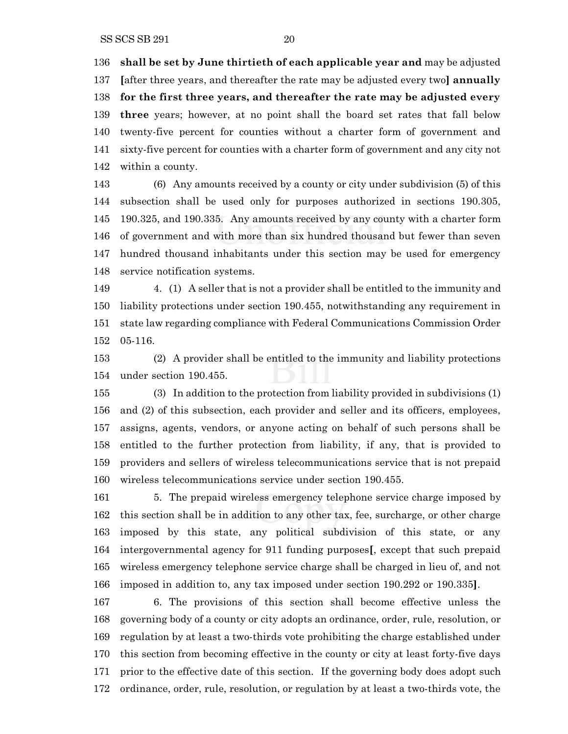**shall be set by June thirtieth of each applicable year and** may be adjusted [after three years, and thereafter the rate may be adjusted every two] **annually for the first three years, and thereafter the rate may be adjusted every three** years; however, at no point shall the board set rates that fall below twenty-five percent for counties without a charter form of government and sixty-five percent for counties with a charter form of government and any city not within a county.

(6) Any amounts received by a county or city under subdivision (5) of this subsection shall be used only for purposes authorized in sections 190.305, 190.325, and 190.335. Any amounts received by any county with a charter form of government and with more than six hundred thousand but fewer than seven hundred thousand inhabitants under this section may be used for emergency service notification systems.

4. (1) A seller that is not a provider shall be entitled to the immunity and liability protections under section 190.455, notwithstanding any requirement in state law regarding compliance with Federal Communications Commission Order 05-116.

(2) A provider shall be entitled to the immunity and liability protections under section 190.455.

(3) In addition to the protection from liability provided in subdivisions (1) and (2) of this subsection, each provider and seller and its officers, employees, assigns, agents, vendors, or anyone acting on behalf of such persons shall be entitled to the further protection from liability, if any, that is provided to providers and sellers of wireless telecommunications service that is not prepaid wireless telecommunications service under section 190.455.

5. The prepaid wireless emergency telephone service charge imposed by this section shall be in addition to any other tax, fee, surcharge, or other charge imposed by this state, any political subdivision of this state, or any intergovernmental agency for 911 funding purposes[, except that such prepaid wireless emergency telephone service charge shall be charged in lieu of, and not imposed in addition to, any tax imposed under section 190.292 or 190.335].

6. The provisions of this section shall become effective unless the governing body of a county or city adopts an ordinance, order, rule, resolution, or regulation by at least a two-thirds vote prohibiting the charge established under this section from becoming effective in the county or city at least forty-five days prior to the effective date of this section. If the governing body does adopt such ordinance, order, rule, resolution, or regulation by at least a two-thirds vote, the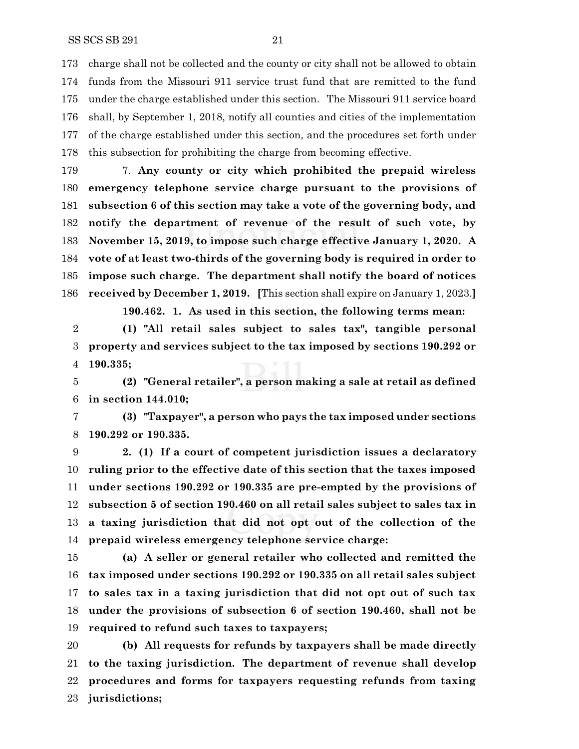charge shall not be collected and the county or city shall not be allowed to obtain funds from the Missouri 911 service trust fund that are remitted to the fund under the charge established under this section. The Missouri 911 service board shall, by September 1, 2018, notify all counties and cities of the implementation of the charge established under this section, and the procedures set forth under this subsection for prohibiting the charge from becoming effective.

7. **Any county or city which prohibited the prepaid wireless emergency telephone service charge pursuant to the provisions of subsection 6 of this section may take a vote of the governing body, and notify the department of revenue of the result of such vote, by November 15, 2019, to impose such charge effective January 1, 2020. A vote of at least two-thirds of the governing body is required in order to impose such charge. The department shall notify the board of notices received by December 1, 2019.** [This section shall expire on January 1, 2023.]

**190.462. 1. As used in this section, the following terms mean:**

**(1) "All retail sales subject to sales tax", tangible personal property and services subject to the tax imposed by sections 190.292 or 190.335;**

**(2) "General retailer", a person making a sale at retail as defined in section 144.010;**

**(3) "Taxpayer", a person who pays the tax imposed under sections 190.292 or 190.335.**

**2. (1) If a court of competent jurisdiction issues a declaratory ruling prior to the effective date of this section that the taxes imposed under sections 190.292 or 190.335 are pre-empted by the provisions of subsection 5 of section 190.460 on all retail sales subject to sales tax in a taxing jurisdiction that did not opt out of the collection of the prepaid wireless emergency telephone service charge:**

**(a) A seller or general retailer who collected and remitted the tax imposed under sections 190.292 or 190.335 on all retail sales subject to sales tax in a taxing jurisdiction that did not opt out of such tax under the provisions of subsection 6 of section 190.460, shall not be required to refund such taxes to taxpayers;**

**(b) All requests for refunds by taxpayers shall be made directly to the taxing jurisdiction. The department of revenue shall develop procedures and forms for taxpayers requesting refunds from taxing jurisdictions;**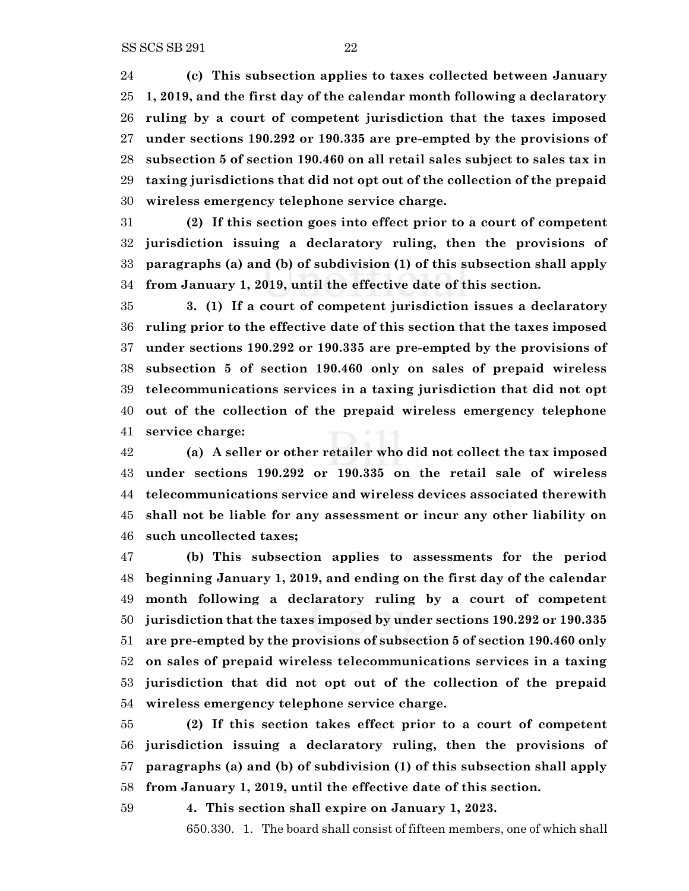**(c) This subsection applies to taxes collected between January 1, 2019, and the first day of the calendar month following a declaratory ruling by a court of competent jurisdiction that the taxes imposed under sections 190.292 or 190.335 are pre-empted by the provisions of subsection 5 of section 190.460 on all retail sales subject to sales tax in taxing jurisdictions that did not opt out of the collection of the prepaid wireless emergency telephone service charge.**

**(2) If this section goes into effect prior to a court of competent jurisdiction issuing a declaratory ruling, then the provisions of paragraphs (a) and (b) of subdivision (1) of this subsection shall apply from January 1, 2019, until the effective date of this section.**

**3. (1) If a court of competent jurisdiction issues a declaratory ruling prior to the effective date of this section that the taxes imposed under sections 190.292 or 190.335 are pre-empted by the provisions of subsection 5 of section 190.460 only on sales of prepaid wireless telecommunications services in a taxing jurisdiction that did not opt out of the collection of the prepaid wireless emergency telephone service charge:**

**(a) A seller or other retailer who did not collect the tax imposed under sections 190.292 or 190.335 on the retail sale of wireless telecommunications service and wireless devices associated therewith shall not be liable for any assessment or incur any other liability on such uncollected taxes;**

**(b) This subsection applies to assessments for the period beginning January 1, 2019, and ending on the first day of the calendar month following a declaratory ruling by a court of competent jurisdiction that the taxes imposed by under sections 190.292 or 190.335 are pre-empted by the provisions of subsection 5 of section 190.460 only on sales of prepaid wireless telecommunications services in a taxing jurisdiction that did not opt out of the collection of the prepaid wireless emergency telephone service charge.**

**(2) If this section takes effect prior to a court of competent jurisdiction issuing a declaratory ruling, then the provisions of paragraphs (a) and (b) of subdivision (1) of this subsection shall apply from January 1, 2019, until the effective date of this section.**

**4. This section shall expire on January 1, 2023.**

650.330. 1. The board shall consist of fifteen members, one of which shall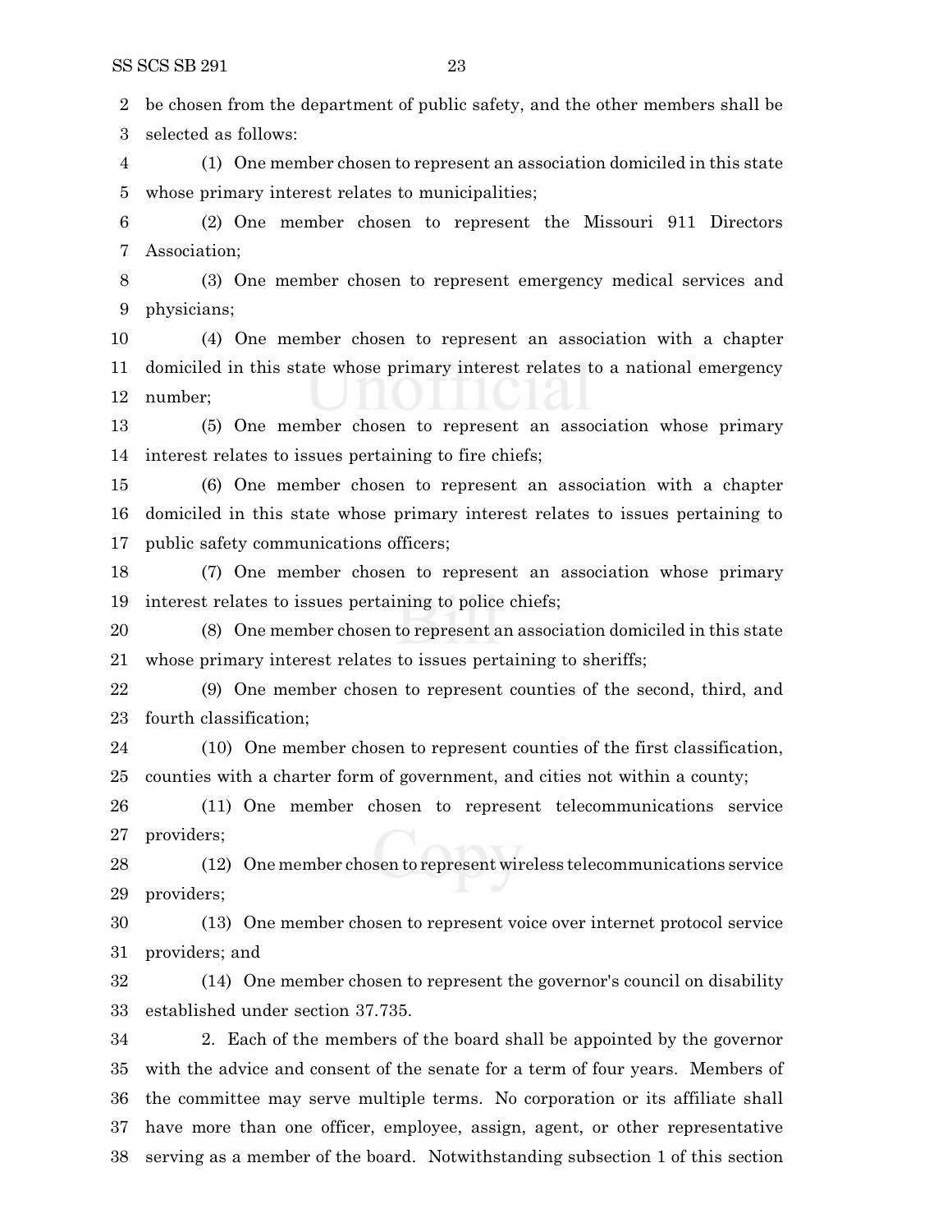be chosen from the department of public safety, and the other members shall be selected as follows:

(1) One member chosen to represent an association domiciled in this state whose primary interest relates to municipalities;

(2) One member chosen to represent the Missouri 911 Directors Association;

(3) One member chosen to represent emergency medical services and physicians;

(4) One member chosen to represent an association with a chapter domiciled in this state whose primary interest relates to a national emergency number;

(5) One member chosen to represent an association whose primary interest relates to issues pertaining to fire chiefs;

(6) One member chosen to represent an association with a chapter domiciled in this state whose primary interest relates to issues pertaining to public safety communications officers;

(7) One member chosen to represent an association whose primary interest relates to issues pertaining to police chiefs;

(8) One member chosen to represent an association domiciled in this state whose primary interest relates to issues pertaining to sheriffs;

(9) One member chosen to represent counties of the second, third, and fourth classification;

(10) One member chosen to represent counties of the first classification, counties with a charter form of government, and cities not within a county;

(11) One member chosen to represent telecommunications service providers;

(12) One member chosen to represent wireless telecommunications service providers;

(13) One member chosen to represent voice over internet protocol service providers; and

(14) One member chosen to represent the governor's council on disability established under section 37.735.

2. Each of the members of the board shall be appointed by the governor with the advice and consent of the senate for a term of four years. Members of the committee may serve multiple terms. No corporation or its affiliate shall have more than one officer, employee, assign, agent, or other representative serving as a member of the board. Notwithstanding subsection 1 of this section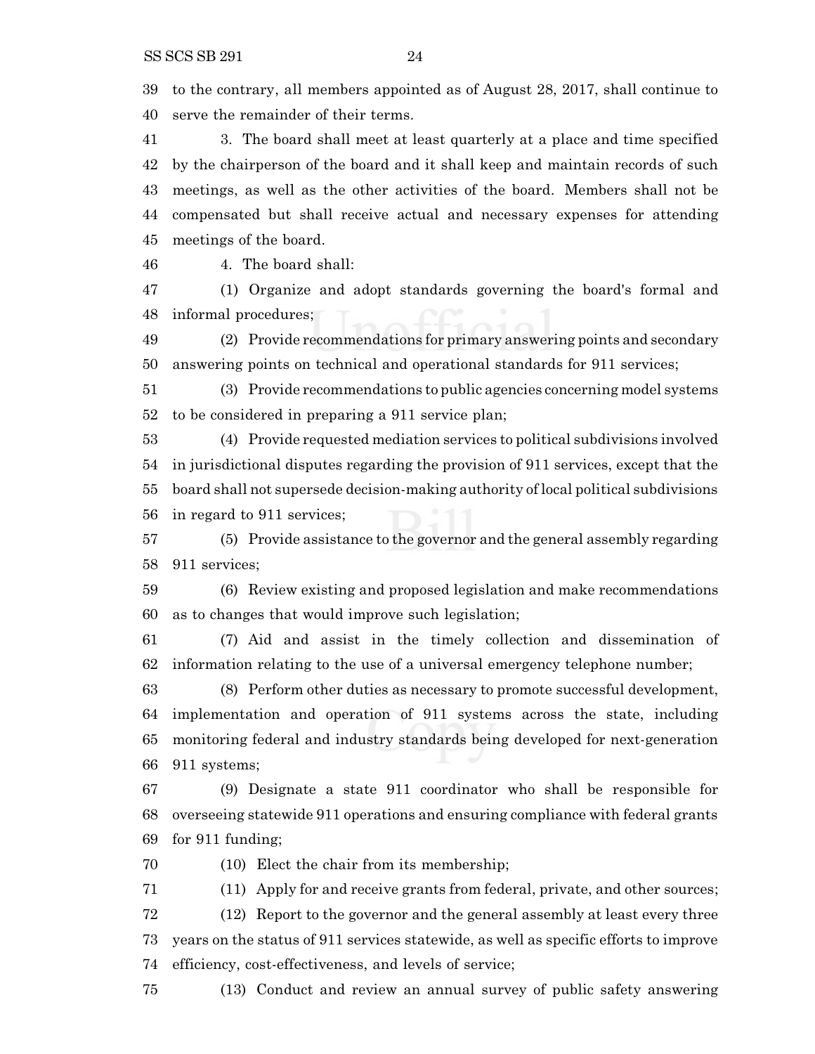to the contrary, all members appointed as of August 28, 2017, shall continue to serve the remainder of their terms.

3. The board shall meet at least quarterly at a place and time specified by the chairperson of the board and it shall keep and maintain records of such meetings, as well as the other activities of the board. Members shall not be compensated but shall receive actual and necessary expenses for attending meetings of the board.

4. The board shall:

(1) Organize and adopt standards governing the board's formal and informal procedures;

(2) Provide recommendations for primary answering points and secondary answering points on technical and operational standards for 911 services;

(3) Provide recommendations to public agencies concerning model systems to be considered in preparing a 911 service plan;

(4) Provide requested mediation services to political subdivisions involved in jurisdictional disputes regarding the provision of 911 services, except that the board shall not supersede decision-making authority of local political subdivisions in regard to 911 services;

(5) Provide assistance to the governor and the general assembly regarding 911 services;

(6) Review existing and proposed legislation and make recommendations as to changes that would improve such legislation;

(7) Aid and assist in the timely collection and dissemination of information relating to the use of a universal emergency telephone number;

(8) Perform other duties as necessary to promote successful development, implementation and operation of 911 systems across the state, including monitoring federal and industry standards being developed for next-generation 911 systems;

(9) Designate a state 911 coordinator who shall be responsible for overseeing statewide 911 operations and ensuring compliance with federal grants for 911 funding;

(10) Elect the chair from its membership;

(11) Apply for and receive grants from federal, private, and other sources;

(12) Report to the governor and the general assembly at least every three years on the status of 911 services statewide, as well as specific efforts to improve efficiency, cost-effectiveness, and levels of service;

(13) Conduct and review an annual survey of public safety answering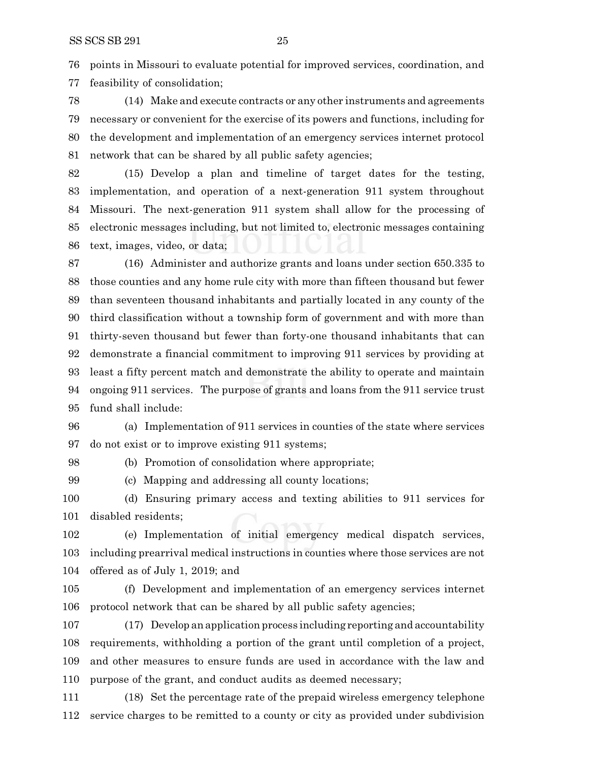points in Missouri to evaluate potential for improved services, coordination, and feasibility of consolidation;

(14) Make and execute contracts or any other instruments and agreements necessary or convenient for the exercise of its powers and functions, including for the development and implementation of an emergency services internet protocol network that can be shared by all public safety agencies;

(15) Develop a plan and timeline of target dates for the testing, implementation, and operation of a next-generation 911 system throughout Missouri. The next-generation 911 system shall allow for the processing of electronic messages including, but not limited to, electronic messages containing text, images, video, or data;

(16) Administer and authorize grants and loans under section 650.335 to those counties and any home rule city with more than fifteen thousand but fewer than seventeen thousand inhabitants and partially located in any county of the third classification without a township form of government and with more than thirty-seven thousand but fewer than forty-one thousand inhabitants that can demonstrate a financial commitment to improving 911 services by providing at least a fifty percent match and demonstrate the ability to operate and maintain ongoing 911 services. The purpose of grants and loans from the 911 service trust fund shall include:

(a) Implementation of 911 services in counties of the state where services do not exist or to improve existing 911 systems;

(b) Promotion of consolidation where appropriate;

(c) Mapping and addressing all county locations;

(d) Ensuring primary access and texting abilities to 911 services for disabled residents;

(e) Implementation of initial emergency medical dispatch services, including prearrival medical instructions in counties where those services are not offered as of July 1, 2019; and

(f) Development and implementation of an emergency services internet protocol network that can be shared by all public safety agencies;

(17) Develop an application process including reporting and accountability requirements, withholding a portion of the grant until completion of a project, and other measures to ensure funds are used in accordance with the law and purpose of the grant, and conduct audits as deemed necessary;

(18) Set the percentage rate of the prepaid wireless emergency telephone service charges to be remitted to a county or city as provided under subdivision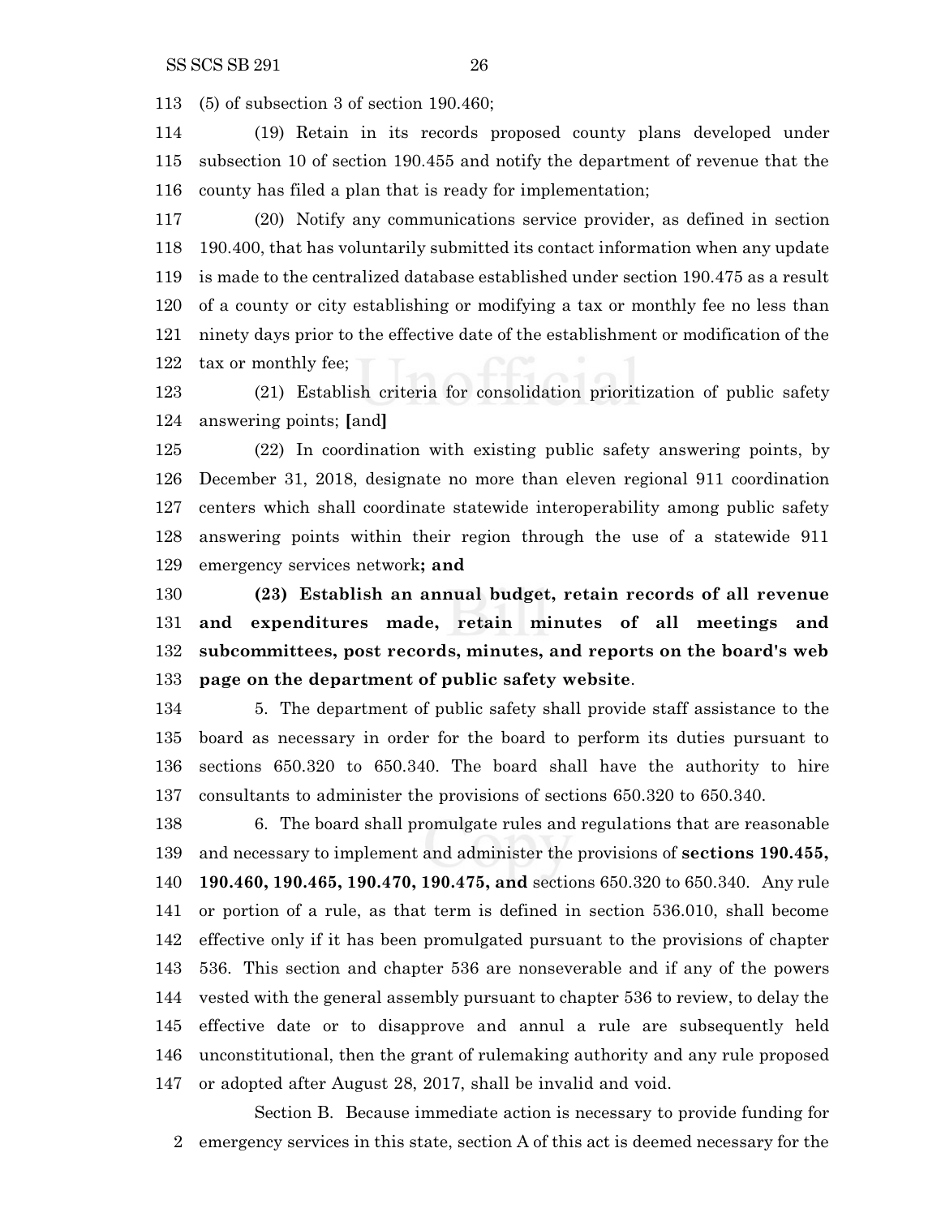(5) of subsection 3 of section 190.460;

(19) Retain in its records proposed county plans developed under subsection 10 of section 190.455 and notify the department of revenue that the county has filed a plan that is ready for implementation;

(20) Notify any communications service provider, as defined in section 190.400, that has voluntarily submitted its contact information when any update is made to the centralized database established under section 190.475 as a result of a county or city establishing or modifying a tax or monthly fee no less than ninety days prior to the effective date of the establishment or modification of the tax or monthly fee;

(21) Establish criteria for consolidation prioritization of public safety answering points; **[**and**]**

(22) In coordination with existing public safety answering points, by December 31, 2018, designate no more than eleven regional 911 coordination centers which shall coordinate statewide interoperability among public safety answering points within their region through the use of a statewide 911 emergency services network**; and**

**(23) Establish an annual budget, retain records of all revenue and expenditures made, retain minutes of all meetings and subcommittees, post records, minutes, and reports on the board's web page on the department of public safety website**.

5. The department of public safety shall provide staff assistance to the board as necessary in order for the board to perform its duties pursuant to sections 650.320 to 650.340. The board shall have the authority to hire consultants to administer the provisions of sections 650.320 to 650.340.

6. The board shall promulgate rules and regulations that are reasonable and necessary to implement and administer the provisions of **sections 190.455, 190.460, 190.465, 190.470, 190.475, and** sections 650.320 to 650.340. Any rule or portion of a rule, as that term is defined in section 536.010, shall become effective only if it has been promulgated pursuant to the provisions of chapter 536. This section and chapter 536 are nonseverable and if any of the powers vested with the general assembly pursuant to chapter 536 to review, to delay the effective date or to disapprove and annul a rule are subsequently held unconstitutional, then the grant of rulemaking authority and any rule proposed or adopted after August 28, 2017, shall be invalid and void.

Section B. Because immediate action is necessary to provide funding for emergency services in this state, section A of this act is deemed necessary for the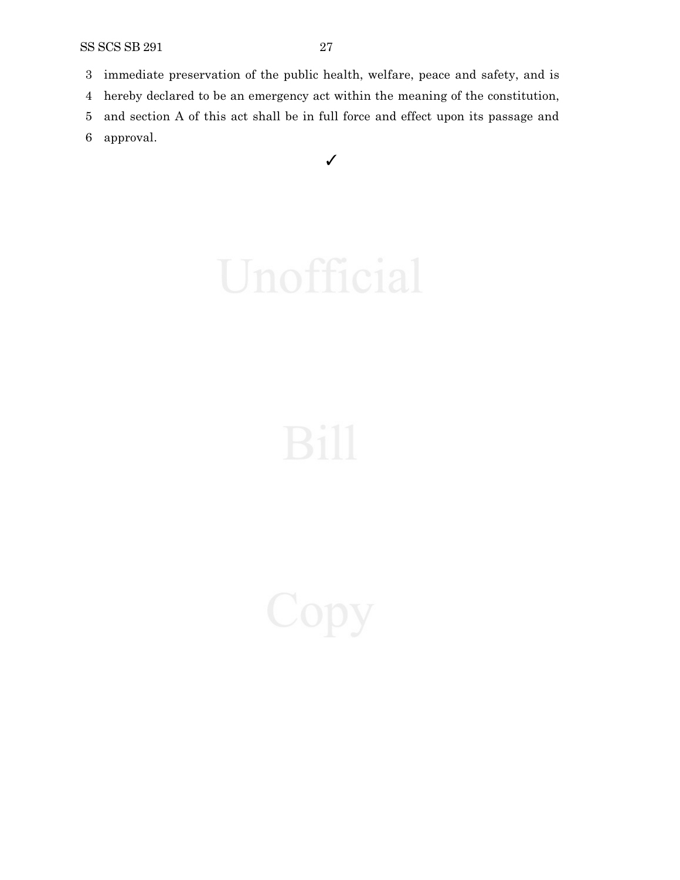immediate preservation of the public health, welfare, peace and safety, and is hereby declared to be an emergency act within the meaning of the constitution, and section A of this act shall be in full force and effect upon its passage and approval.

✓